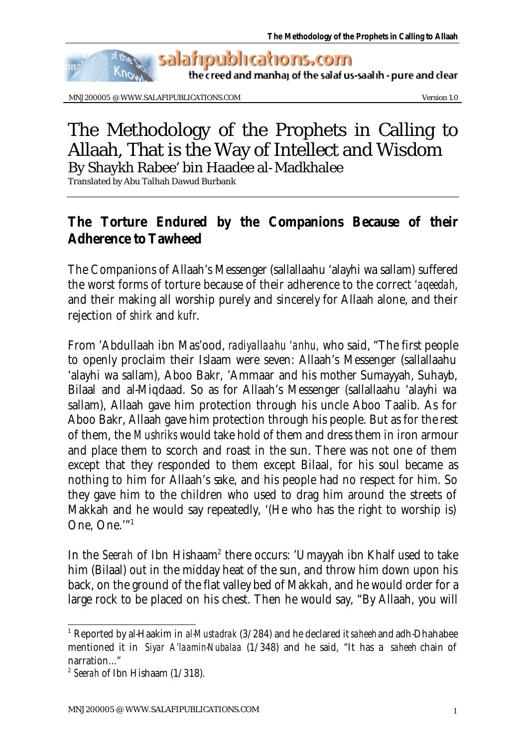# The Methodology of the Prophets in Calling to Allaah, That is the Way of Intellect and Wisdom

By Shaykh Rabee' bin Haadee al-Madkhalee

Translated by Abu Talhah Dawud Burbank

## The Torture Endured by the Companions Because of their Adherence to Tawheed

The Companions of Allaah's Messenger (sallallaahu 'alayhi wa sallam) suffered the worst forms of torture because of their adherence to the correct *'aqeedah,* and their making all worship purely and sincerely for Allaah alone, and their rejection of *shirk* and *kufr*.

From 'Abdullaah ibn Mas'ood, *radiyallaahu 'anhu,* who said, "The first people to openly proclaim their Islaam were seven: Allaah's Messenger (sallallaahu 'alayhi wa sallam), Aboo Bakr, 'Ammaar and his mother Sumayyah, Suhayb, Bilaal and al-Miqdaad. So as for Allaah's Messenger (sallallaahu 'alayhi wa sallam), Allaah gave him protection through his uncle Aboo Taalib. As for Aboo Bakr, Allaah gave him protection through his people. But as for the rest of them, the *Mushriks* would take hold of them and dress them in iron armour and place them to scorch and roast in the sun. There was not one of them except that they responded to them except Bilaal, for his soul became as nothing to him for Allaah's sake, and his people had no respect for him. So they gave him to the children who used to drag him around the streets of Makkah and he would say repeatedly, '(He who has the right to worship is) One, One.'"[1]

In the *Seerah* of Ibn Hishaam[2] there occurs: 'Umayyah ibn Khalf used to take him (Bilaal) out in the midday heat of the sun, and throw him down upon his back, on the ground of the flat valley bed of Makkah, and he would order for a large rock to be placed on his chest. Then he would say, "By Allaah, you will

---

[1] Reported by al-Haakim in *al-Mustadrak* (3/284) and he declared it *saheeh* and adh-Dhahabee mentioned it in *Siyar A'laamin-Nubalaa* (1/348) and he said, "It has a *saheeh* chain of narration..."

[2] *Seerah* of Ibn Hishaam (1/318).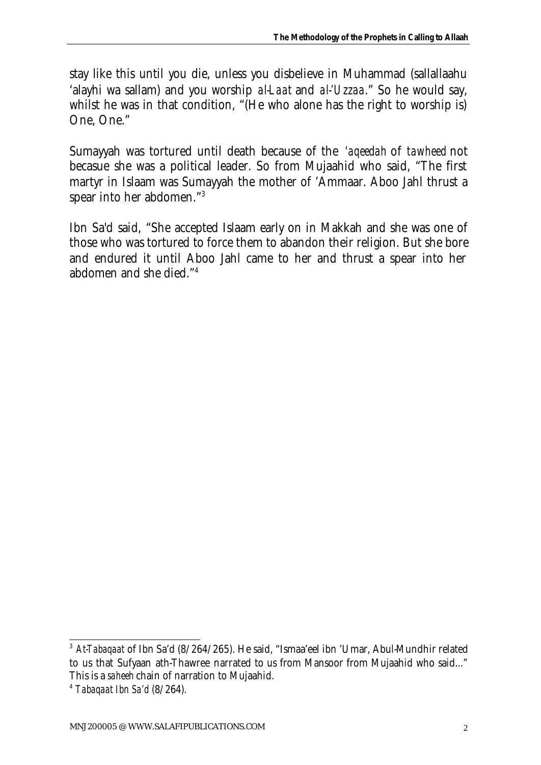stay like this until you die, unless you disbelieve in Muhammad (sallallaahu 'alayhi wa sallam) and you worship *al-Laat* and *al-'Uzzaa*." So he would say, whilst he was in that condition, "(He who alone has the right to worship is) One, One."

Sumayyah was tortured until death because of the *'aqeedah* of *tawheed* not becasue she was a political leader. So from Mujaahid who said, "The first martyr in Islaam was Sumayyah the mother of 'Ammaar. Aboo Jahl thrust a spear into her abdomen."[3]

Ibn Sa'd said, "She accepted Islaam early on in Makkah and she was one of those who was tortured to force them to abandon their religion. But she bore and endured it until Aboo Jahl came to her and thrust a spear into her abdomen and she died."[4]

---

[3] *At-Tabaqaat* of Ibn Sa'd (8/264/265). He said, "Ismaa'eel ibn 'Umar, Abul-Mundhir related to us that Sufyaan ath-Thawree narrated to us from Mansoor from Mujaahid who said..." This is a *saheeh* chain of narration to Mujaahid.

[4] *Tabaqaat Ibn Sa'd* (8/264).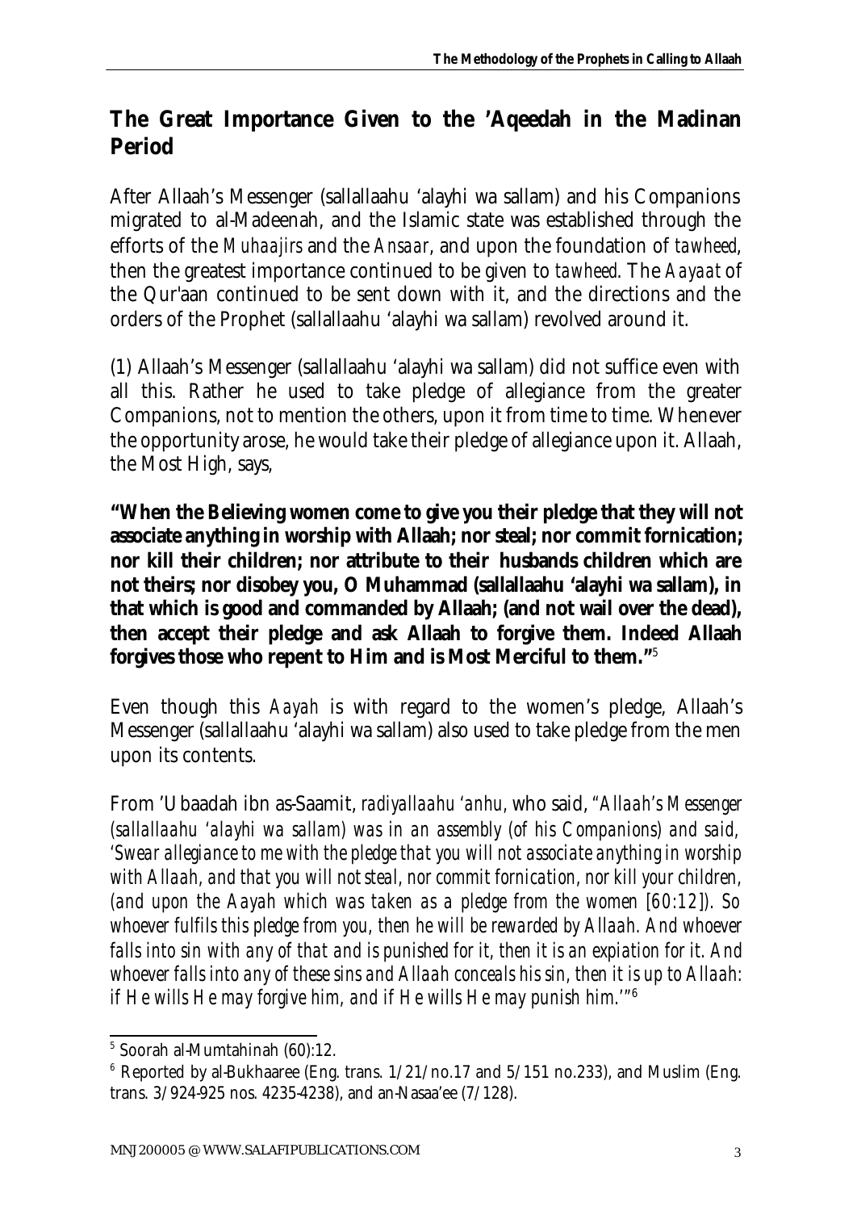## The Great Importance Given to the 'Aqeedah in the Madinan Period

After Allaah's Messenger (sallallaahu 'alayhi wa sallam) and his Companions migrated to al-Madeenah, and the Islamic state was established through the efforts of the *Muhaajirs* and the *Ansaar*, and upon the foundation of *tawheed*, then the greatest importance continued to be given to *tawheed*. The *Aayaat* of the Qur'aan continued to be sent down with it, and the directions and the orders of the Prophet (sallallaahu 'alayhi wa sallam) revolved around it.

(1) Allaah's Messenger (sallallaahu 'alayhi wa sallam) did not suffice even with all this. Rather he used to take pledge of allegiance from the greater Companions, not to mention the others, upon it from time to time. Whenever the opportunity arose, he would take their pledge of allegiance upon it. Allaah, the Most High, says,

**"When the Believing women come to give you their pledge that they will not associate anything in worship with Allaah; nor steal; nor commit fornication; nor kill their children; nor attribute to their husbands children which are not theirs; nor disobey you, O Muhammad (sallallaahu 'alayhi wa sallam), in that which is good and commanded by Allaah; (and not wail over the dead), then accept their pledge and ask Allaah to forgive them. Indeed Allaah forgives those who repent to Him and is Most Merciful to them."**[5]

Even though this *Aayah* is with regard to the women's pledge, Allaah's Messenger (sallallaahu 'alayhi wa sallam) also used to take pledge from the men upon its contents.

From 'Ubaadah ibn as-Saamit, *radiyallaahu 'anhu*, who said, *"Allaah's Messenger (sallallaahu 'alayhi wa sallam) was in an assembly (of his Companions) and said, 'Swear allegiance to me with the pledge that you will not associate anything in worship with Allaah, and that you will not steal, nor commit fornication, nor kill your children, (and upon the Aayah which was taken as a pledge from the women [60:12]). So whoever fulfils this pledge from you, then he will be rewarded by Allaah. And whoever falls into sin with any of that and is punished for it, then it is an expiation for it. And whoever falls into any of these sins and Allaah conceals his sin, then it is up to Allaah: if He wills He may forgive him, and if He wills He may punish him.'"*[6]

---

[5] Soorah al-Mumtahinah (60):12.

[6] Reported by al-Bukhaaree (Eng. trans. 1/21/no.17 and 5/151 no.233), and Muslim (Eng. trans. 3/924-925 nos. 4235-4238), and an-Nasaa'ee (7/128).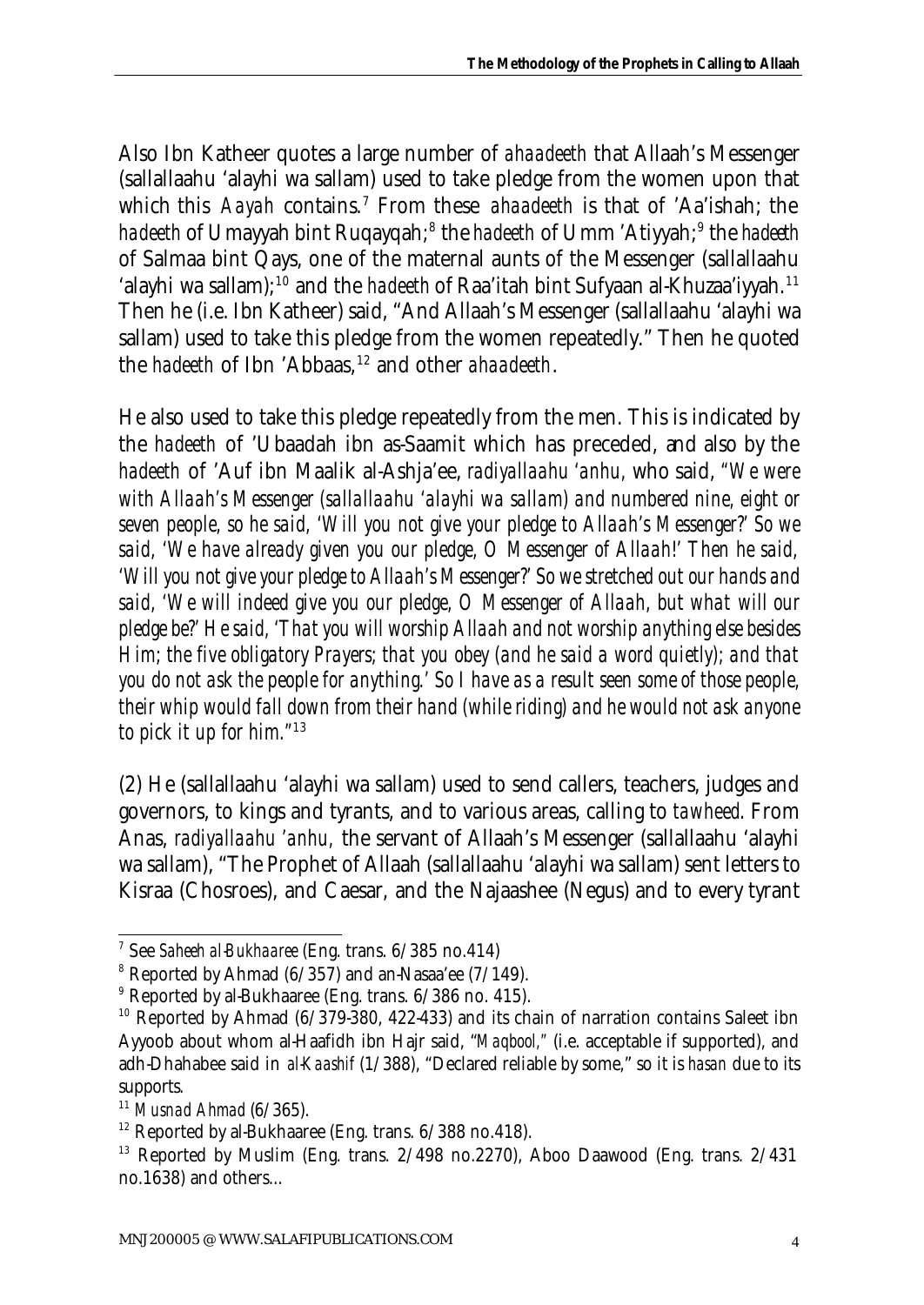Also Ibn Katheer quotes a large number of *ahaadeeth* that Allaah's Messenger (sallallaahu 'alayhi wa sallam) used to take pledge from the women upon that which this *Aayah* contains.[7] From these *ahaadeeth* is that of 'Aa'ishah; the *hadeeth* of Umayyah bint Ruqayqah;[8] the *hadeeth* of Umm 'Atiyyah;[9] the *hadeeth* of Salmaa bint Qays, one of the maternal aunts of the Messenger (sallallaahu 'alayhi wa sallam);[10] and the *hadeeth* of Raa'itah bint Sufyaan al-Khuzaa'iyyah.[11] Then he (i.e. Ibn Katheer) said, "And Allaah's Messenger (sallallaahu 'alayhi wa sallam) used to take this pledge from the women repeatedly." Then he quoted the *hadeeth* of Ibn 'Abbaas,[12] and other *ahaadeeth*.

He also used to take this pledge repeatedly from the men. This is indicated by the *hadeeth* of 'Ubaadah ibn as-Saamit which has preceded, and also by the *hadeeth* of 'Auf ibn Maalik al-Ashja'ee, *radiyallaahu 'anhu,* who said, *"We were with Allaah's Messenger (sallallaahu 'alayhi wa sallam) and numbered nine, eight or seven people, so he said, 'Will you not give your pledge to Allaah's Messenger?' So we said, 'We have already given you our pledge, O Messenger of Allaah!' Then he said, 'Will you not give your pledge to Allaah's Messenger?' So we stretched out our hands and said, 'We will indeed give you our pledge, O Messenger of Allaah, but what will our pledge be?' He said, 'That you will worship Allaah and not worship anything else besides Him; the five obligatory Prayers; that you obey (and he said a word quietly); and that you do not ask the people for anything.' So I have as a result seen some of those people, their whip would fall down from their hand (while riding) and he would not ask anyone to pick it up for him."*[13]

(2) He (sallallaahu 'alayhi wa sallam) used to send callers, teachers, judges and governors, to kings and tyrants, and to various areas, calling to *tawheed*. From Anas, *radiyallaahu 'anhu,* the servant of Allaah's Messenger (sallallaahu 'alayhi wa sallam), "The Prophet of Allaah (sallallaahu 'alayhi wa sallam) sent letters to Kisraa (Chosroes), and Caesar, and the Najaashee (Negus) and to every tyrant

---

[7] See *Saheeh al-Bukhaaree* (Eng. trans. 6/385 no.414)

[8] Reported by Ahmad (6/357) and an-Nasaa'ee (7/149).

[9] Reported by al-Bukhaaree (Eng. trans. 6/386 no. 415).

[10] Reported by Ahmad (6/379-380, 422-433) and its chain of narration contains Saleet ibn Ayyoob about whom al-Haafidh ibn Hajr said, *"Maqbool,"* (i.e. acceptable if supported), and adh-Dhahabee said in *al-Kaashif* (1/388), "Declared reliable by some," so it is *hasan* due to its supports.

[11] *Musnad Ahmad* (6/365).

[12] Reported by al-Bukhaaree (Eng. trans. 6/388 no.418).

[13] Reported by Muslim (Eng. trans. 2/498 no.2270), Aboo Daawood (Eng. trans. 2/431 no.1638) and others...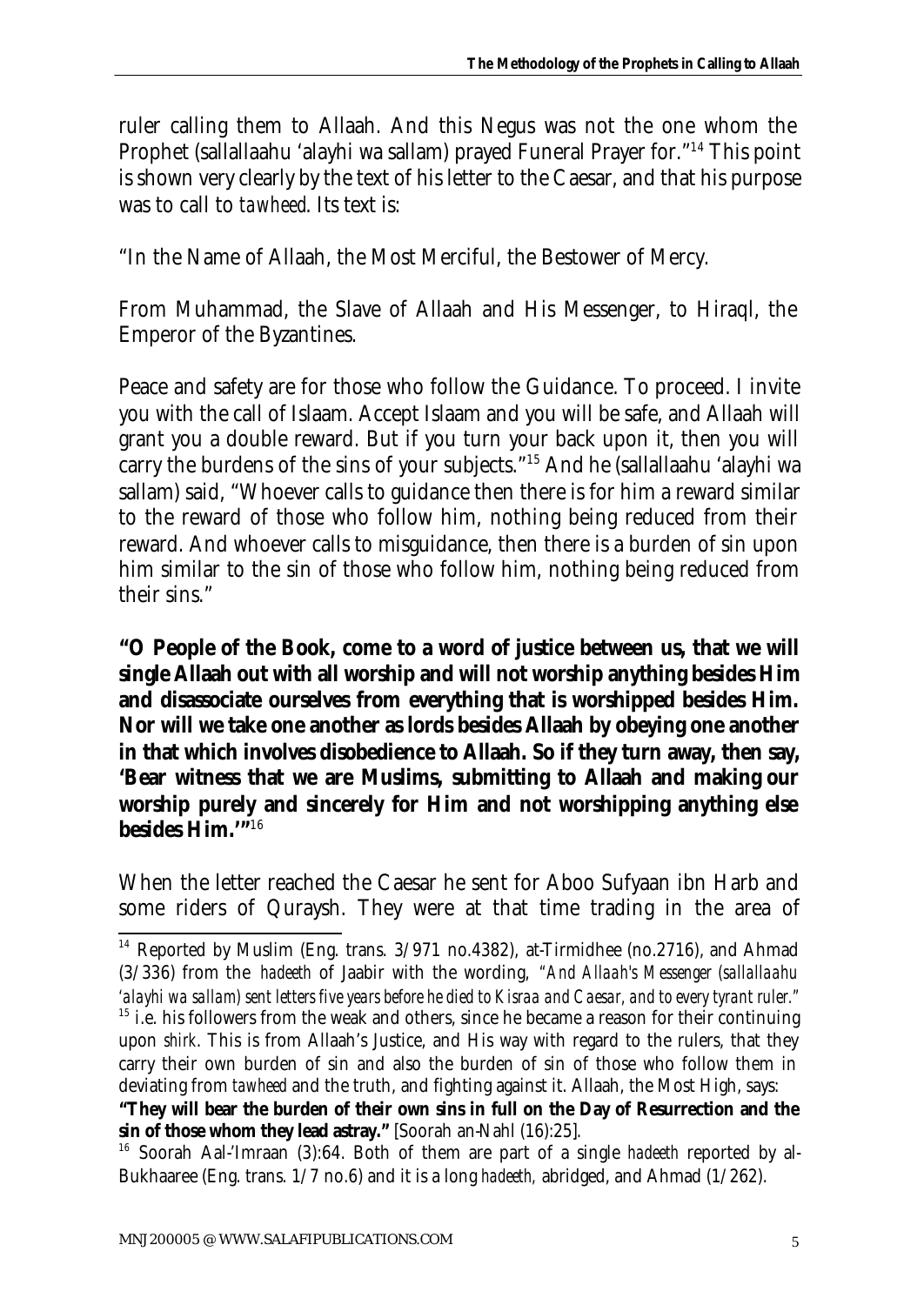ruler calling them to Allaah. And this Negus was not the one whom the Prophet (sallallaahu 'alayhi wa sallam) prayed Funeral Prayer for."[14] This point is shown very clearly by the text of his letter to the Caesar, and that his purpose was to call to *tawheed*. Its text is:

"In the Name of Allaah, the Most Merciful, the Bestower of Mercy.

From Muhammad, the Slave of Allaah and His Messenger, to Hiraql, the Emperor of the Byzantines.

Peace and safety are for those who follow the Guidance. To proceed. I invite you with the call of Islaam. Accept Islaam and you will be safe, and Allaah will grant you a double reward. But if you turn your back upon it, then you will carry the burdens of the sins of your subjects."[15] And he (sallallaahu 'alayhi wa sallam) said, "Whoever calls to guidance then there is for him a reward similar to the reward of those who follow him, nothing being reduced from their reward. And whoever calls to misguidance, then there is a burden of sin upon him similar to the sin of those who follow him, nothing being reduced from their sins."

**"O People of the Book, come to a word of justice between us, that we will single Allaah out with all worship and will not worship anything besides Him and disassociate ourselves from everything that is worshipped besides Him. Nor will we take one another as lords besides Allaah by obeying one another in that which involves disobedience to Allaah. So if they turn away, then say, 'Bear witness that we are Muslims, submitting to Allaah and making our worship purely and sincerely for Him and not worshipping anything else besides Him.'"**[16]

When the letter reached the Caesar he sent for Aboo Sufyaan ibn Harb and some riders of Quraysh. They were at that time trading in the area of

---

[14] Reported by Muslim (Eng. trans. 3/971 no.4382), at-Tirmidhee (no.2716), and Ahmad (3/336) from the *hadeeth* of Jaabir with the wording, *"And Allaah's Messenger (sallallaahu 'alayhi wa sallam) sent letters five years before he died to Kisraa and Caesar, and to every tyrant ruler."*

[15] i.e. his followers from the weak and others, since he became a reason for their continuing upon *shirk*. This is from Allaah's Justice, and His way with regard to the rulers, that they carry their own burden of sin and also the burden of sin of those who follow them in deviating from *tawheed* and the truth, and fighting against it. Allaah, the Most High, says: **"They will bear the burden of their own sins in full on the Day of Resurrection and the sin of those whom they lead astray."** [Soorah an-Nahl (16):25].

[16] Soorah Aal-'Imraan (3):64. Both of them are part of a single *hadeeth* reported by al-Bukhaaree (Eng. trans. 1/7 no.6) and it is a long *hadeeth*, abridged, and Ahmad (1/262).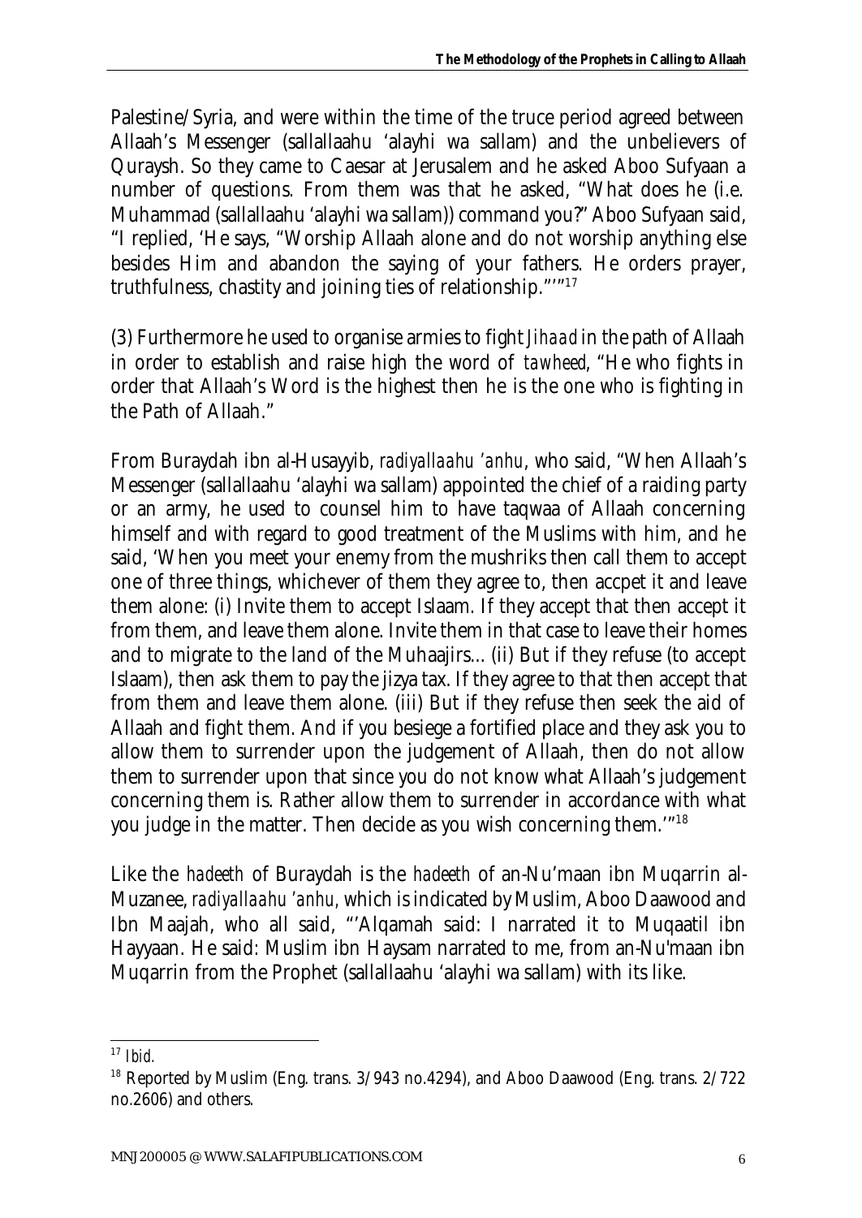Palestine/Syria, and were within the time of the truce period agreed between Allaah's Messenger (sallallaahu 'alayhi wa sallam) and the unbelievers of Quraysh. So they came to Caesar at Jerusalem and he asked Aboo Sufyaan a number of questions. From them was that he asked, "What does he (i.e. Muhammad (sallallaahu 'alayhi wa sallam)) command you?" Aboo Sufyaan said, "I replied, 'He says, "Worship Allaah alone and do not worship anything else besides Him and abandon the saying of your fathers. He orders prayer, truthfulness, chastity and joining ties of relationship."'"[17]

(3) Furthermore he used to organise armies to fight *Jihaad* in the path of Allaah in order to establish and raise high the word of *tawheed*, "He who fights in order that Allaah's Word is the highest then he is the one who is fighting in the Path of Allaah."

From Buraydah ibn al-Husayyib, *radiyallaahu 'anhu*, who said, "When Allaah's Messenger (sallallaahu 'alayhi wa sallam) appointed the chief of a raiding party or an army, he used to counsel him to have taqwaa of Allaah concerning himself and with regard to good treatment of the Muslims with him, and he said, 'When you meet your enemy from the mushriks then call them to accept one of three things, whichever of them they agree to, then accpet it and leave them alone: (i) Invite them to accept Islaam. If they accept that then accept it from them, and leave them alone. Invite them in that case to leave their homes and to migrate to the land of the Muhaajirs... (ii) But if they refuse (to accept Islaam), then ask them to pay the jizya tax. If they agree to that then accept that from them and leave them alone. (iii) But if they refuse then seek the aid of Allaah and fight them. And if you besiege a fortified place and they ask you to allow them to surrender upon the judgement of Allaah, then do not allow them to surrender upon that since you do not know what Allaah's judgement concerning them is. Rather allow them to surrender in accordance with what you judge in the matter. Then decide as you wish concerning them.'"[18]

Like the *hadeeth* of Buraydah is the *hadeeth* of an-Nu'maan ibn Muqarrin al-Muzanee, *radiyallaahu 'anhu*, which is indicated by Muslim, Aboo Daawood and Ibn Maajah, who all said, "'Alqamah said: I narrated it to Muqaatil ibn Hayyaan. He said: Muslim ibn Haysam narrated to me, from an-Nu'maan ibn Muqarrin from the Prophet (sallallaahu 'alayhi wa sallam) with its like.

---

[17] *Ibid.*

[18] Reported by Muslim (Eng. trans. 3/943 no.4294), and Aboo Daawood (Eng. trans. 2/722 no.2606) and others.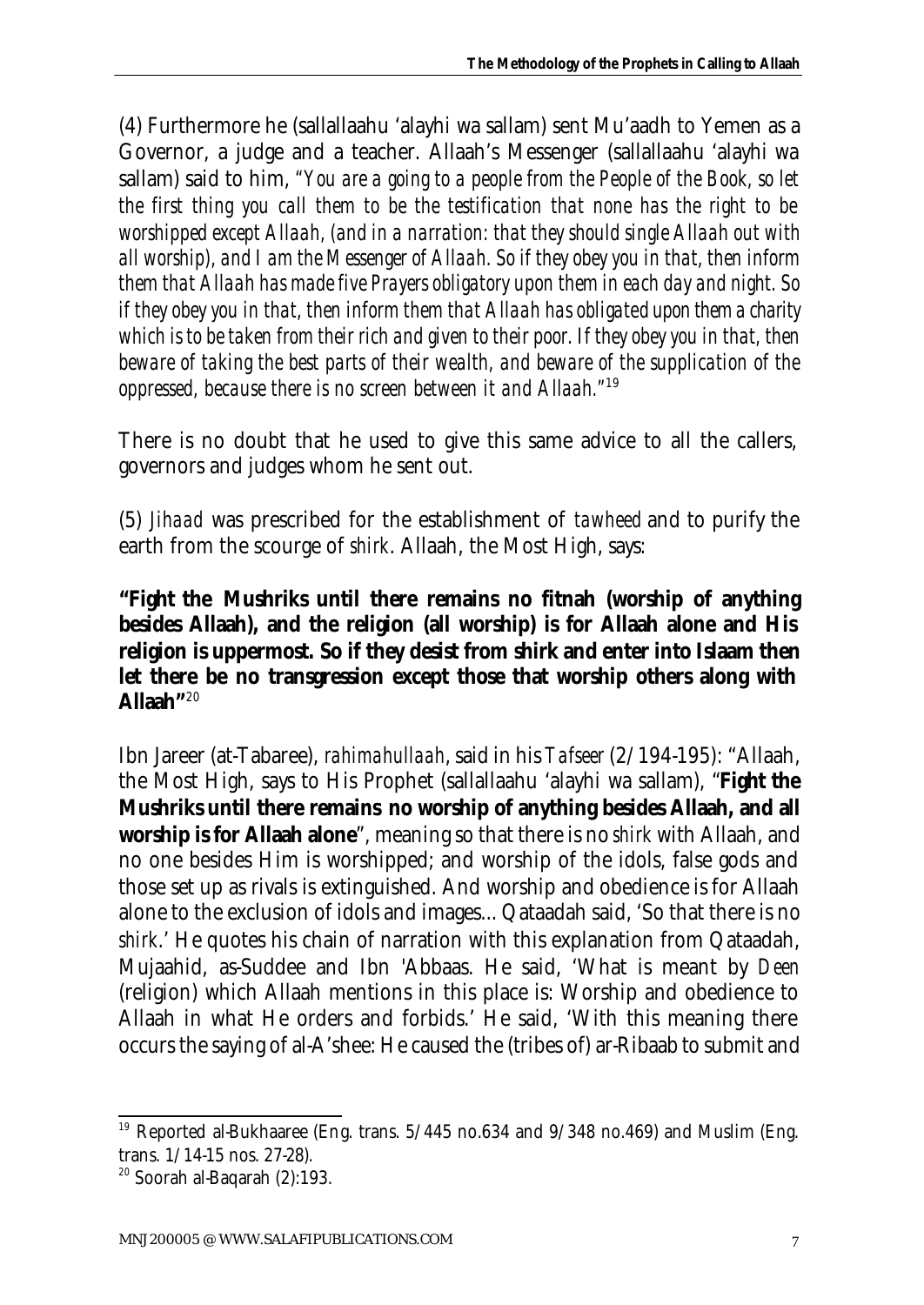(4) Furthermore he (sallallaahu 'alayhi wa sallam) sent Mu'aadh to Yemen as a Governor, a judge and a teacher. Allaah's Messenger (sallallaahu 'alayhi wa sallam) said to him, *"You are a going to a people from the People of the Book, so let the first thing you call them to be the testification that none has the right to be worshipped except Allaah, (and in a narration: that they should single Allaah out with all worship), and I am the Messenger of Allaah. So if they obey you in that, then inform them that Allaah has made five Prayers obligatory upon them in each day and night. So if they obey you in that, then inform them that Allaah has obligated upon them a charity which is to be taken from their rich and given to their poor. If they obey you in that, then beware of taking the best parts of their wealth, and beware of the supplication of the oppressed, because there is no screen between it and Allaah."*[19]

There is no doubt that he used to give this same advice to all the callers, governors and judges whom he sent out.

(5) *Jihaad* was prescribed for the establishment of *tawheed* and to purify the earth from the scourge of *shirk*. Allaah, the Most High, says:

**"Fight the Mushriks until there remains no fitnah (worship of anything besides Allaah), and the religion (all worship) is for Allaah alone and His religion is uppermost. So if they desist from shirk and enter into Islaam then let there be no transgression except those that worship others along with Allaah"**[20]

Ibn Jareer (at-Tabaree), *rahimahullaah*, said in his *Tafseer* (2/194-195): "Allaah, the Most High, says to His Prophet (sallallaahu 'alayhi wa sallam), "**Fight the Mushriks until there remains no worship of anything besides Allaah, and all worship is for Allaah alone**", meaning so that there is no *shirk* with Allaah, and no one besides Him is worshipped; and worship of the idols, false gods and those set up as rivals is extinguished. And worship and obedience is for Allaah alone to the exclusion of idols and images... Qataadah said, 'So that there is no *shirk*.' He quotes his chain of narration with this explanation from Qataadah, Mujaahid, as-Suddee and Ibn 'Abbaas. He said, 'What is meant by *Deen* (religion) which Allaah mentions in this place is: Worship and obedience to Allaah in what He orders and forbids.' He said, 'With this meaning there occurs the saying of al-A'shee: He caused the (tribes of) ar-Ribaab to submit and

---

[19] Reported al-Bukhaaree (Eng. trans. 5/445 no.634 and 9/348 no.469) and Muslim (Eng. trans. 1/14-15 nos. 27-28).

[20] Soorah al-Baqarah (2):193.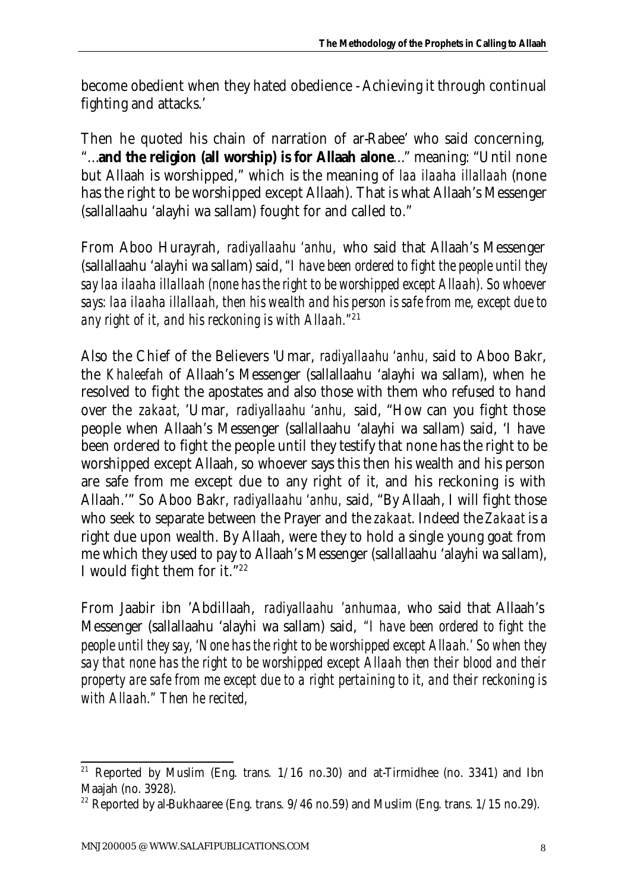become obedient when they hated obedience - Achieving it through continual fighting and attacks.'

Then he quoted his chain of narration of ar-Rabee' who said concerning, "...**and the religion (all worship) is for Allaah alone**..." meaning: "Until none but Allaah is worshipped," which is the meaning of *laa ilaaha illallaah* (none has the right to be worshipped except Allaah). That is what Allaah's Messenger (sallallaahu 'alayhi wa sallam) fought for and called to."

From Aboo Hurayrah, *radiyallaahu 'anhu,* who said that Allaah's Messenger (sallallaahu 'alayhi wa sallam) said, *"I have been ordered to fight the people until they say laa ilaaha illallaah (none has the right to be worshipped except Allaah). So whoever says: laa ilaaha illallaah, then his wealth and his person is safe from me, except due to any right of it, and his reckoning is with Allaah."*[21]

Also the Chief of the Believers 'Umar, *radiyallaahu 'anhu,* said to Aboo Bakr, the *Khaleefah* of Allaah's Messenger (sallallaahu 'alayhi wa sallam), when he resolved to fight the apostates and also those with them who refused to hand over the *zakaat*, 'Umar, *radiyallaahu 'anhu,* said, "How can you fight those people when Allaah's Messenger (sallallaahu 'alayhi wa sallam) said, 'I have been ordered to fight the people until they testify that none has the right to be worshipped except Allaah, so whoever says this then his wealth and his person are safe from me except due to any right of it, and his reckoning is with Allaah.'" So Aboo Bakr, *radiyallaahu 'anhu,* said, "By Allaah, I will fight those who seek to separate between the Prayer and the *zakaat*. Indeed the *Zakaat* is a right due upon wealth. By Allaah, were they to hold a single young goat from me which they used to pay to Allaah's Messenger (sallallaahu 'alayhi wa sallam), I would fight them for it."[22]

From Jaabir ibn 'Abdillaah, *radiyallaahu 'anhumaa,* who said that Allaah's Messenger (sallallaahu 'alayhi wa sallam) said, *"I have been ordered to fight the people until they say, 'None has the right to be worshipped except Allaah.' So when they say that none has the right to be worshipped except Allaah then their blood and their property are safe from me except due to a right pertaining to it, and their reckoning is with Allaah." Then he recited,*

---

[21] Reported by Muslim (Eng. trans. 1/16 no.30) and at-Tirmidhee (no. 3341) and Ibn Maajah (no. 3928).

[22] Reported by al-Bukhaaree (Eng. trans. 9/46 no.59) and Muslim (Eng. trans. 1/15 no.29).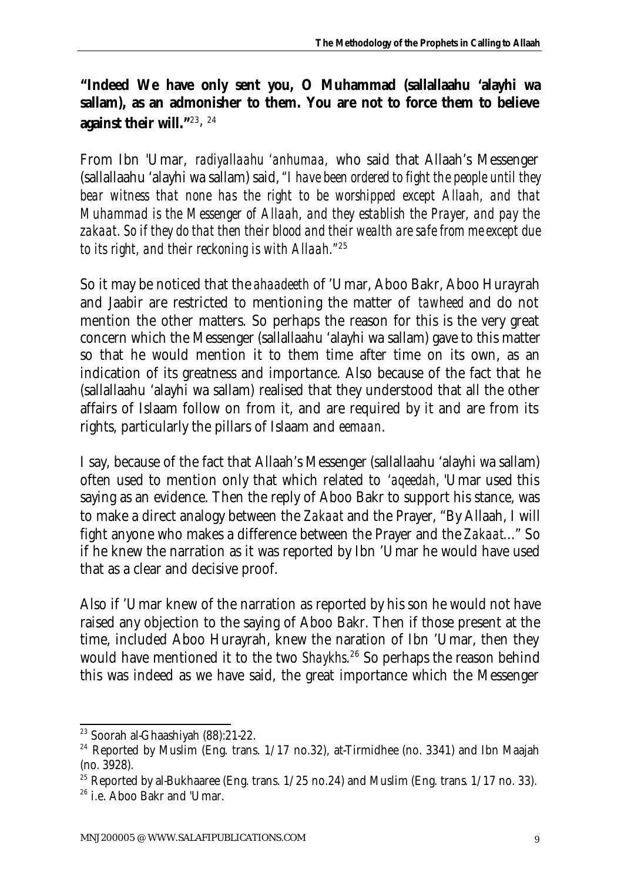**"Indeed We have only sent you, O Muhammad (sallallaahu 'alayhi wa sallam), as an admonisher to them. You are not to force them to believe against their will."**[23], [24]

From Ibn 'Umar, *radiyallaahu 'anhumaa,* who said that Allaah's Messenger (sallallaahu 'alayhi wa sallam) said, *"I have been ordered to fight the people until they bear witness that none has the right to be worshipped except Allaah, and that Muhammad is the Messenger of Allaah, and they establish the Prayer, and pay the zakaat. So if they do that then their blood and their wealth are safe from me except due to its right, and their reckoning is with Allaah."*[25]

So it may be noticed that the *ahaadeeth* of 'Umar, Aboo Bakr, Aboo Hurayrah and Jaabir are restricted to mentioning the matter of *tawheed* and do not mention the other matters. So perhaps the reason for this is the very great concern which the Messenger (sallallaahu 'alayhi wa sallam) gave to this matter so that he would mention it to them time after time on its own, as an indication of its greatness and importance. Also because of the fact that he (sallallaahu 'alayhi wa sallam) realised that they understood that all the other affairs of Islaam follow on from it, and are required by it and are from its rights, particularly the pillars of Islaam and *eemaan*.

I say, because of the fact that Allaah's Messenger (sallallaahu 'alayhi wa sallam) often used to mention only that which related to *'aqeedah*, 'Umar used this saying as an evidence. Then the reply of Aboo Bakr to support his stance, was to make a direct analogy between the *Zakaat* and the Prayer, "By Allaah, I will fight anyone who makes a difference between the Prayer and the *Zakaat*..." So if he knew the narration as it was reported by Ibn 'Umar he would have used that as a clear and decisive proof.

Also if 'Umar knew of the narration as reported by his son he would not have raised any objection to the saying of Aboo Bakr. Then if those present at the time, included Aboo Hurayrah, knew the naration of Ibn 'Umar, then they would have mentioned it to the two *Shaykhs*.[26] So perhaps the reason behind this was indeed as we have said, the great importance which the Messenger

---

[23] Soorah al-Ghaashiyah (88):21-22.

[24] Reported by Muslim (Eng. trans. 1/17 no.32), at-Tirmidhee (no. 3341) and Ibn Maajah (no. 3928).

[25] Reported by al-Bukhaaree (Eng. trans. 1/25 no.24) and Muslim (Eng. trans. 1/17 no. 33).

[26] i.e. Aboo Bakr and 'Umar.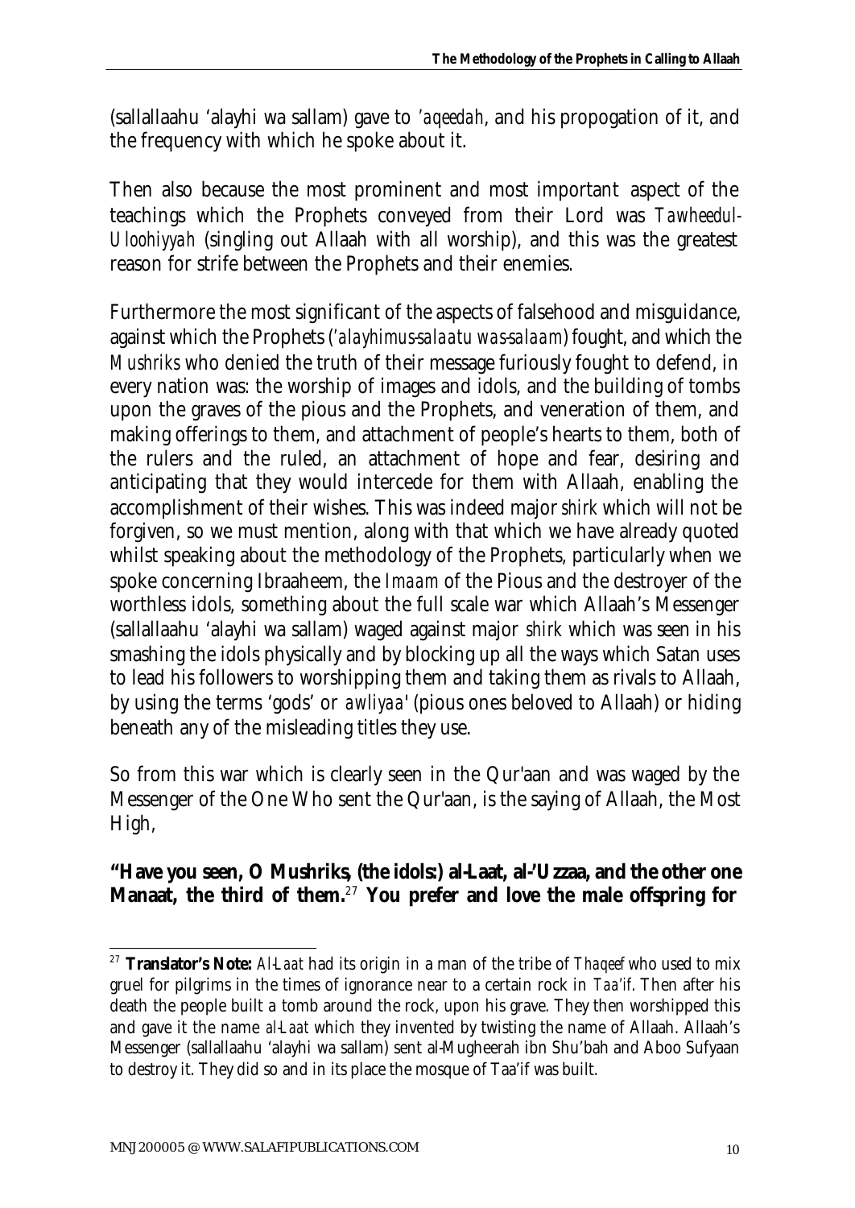(sallallaahu 'alayhi wa sallam) gave to *'aqeedah*, and his propogation of it, and the frequency with which he spoke about it.

Then also because the most prominent and most important aspect of the teachings which the Prophets conveyed from their Lord was *Tawheedul-Uloohiyyah* (singling out Allaah with all worship), and this was the greatest reason for strife between the Prophets and their enemies.

Furthermore the most significant of the aspects of falsehood and misguidance, against which the Prophets (*'alayhimus-salaatu was-salaam*) fought, and which the *Mushriks* who denied the truth of their message furiously fought to defend, in every nation was: the worship of images and idols, and the building of tombs upon the graves of the pious and the Prophets, and veneration of them, and making offerings to them, and attachment of people's hearts to them, both of the rulers and the ruled, an attachment of hope and fear, desiring and anticipating that they would intercede for them with Allaah, enabling the accomplishment of their wishes. This was indeed major *shirk* which will not be forgiven, so we must mention, along with that which we have already quoted whilst speaking about the methodology of the Prophets, particularly when we spoke concerning Ibraaheem, the *Imaam* of the Pious and the destroyer of the worthless idols, something about the full scale war which Allaah's Messenger (sallallaahu 'alayhi wa sallam) waged against major *shirk* which was seen in his smashing the idols physically and by blocking up all the ways which Satan uses to lead his followers to worshipping them and taking them as rivals to Allaah, by using the terms 'gods' or *awliyaa'* (pious ones beloved to Allaah) or hiding beneath any of the misleading titles they use.

So from this war which is clearly seen in the Qur'aan and was waged by the Messenger of the One Who sent the Qur'aan, is the saying of Allaah, the Most High,

**"Have you seen, O Mushriks, (the idols:) al-Laat, al-'Uzzaa, and the other one Manaat, the third of them.**[27] **You prefer and love the male offspring for**

---

[27] **Translator's Note:** *Al-Laat* had its origin in a man of the tribe of *Thaqeef* who used to mix gruel for pilgrims in the times of ignorance near to a certain rock in *Taa'if*. Then after his death the people built a tomb around the rock, upon his grave. They then worshipped this and gave it the name *al-Laat* which they invented by twisting the name of Allaah. Allaah's Messenger (sallallaahu 'alayhi wa sallam) sent al-Mugheerah ibn Shu'bah and Aboo Sufyaan to destroy it. They did so and in its place the mosque of Taa'if was built.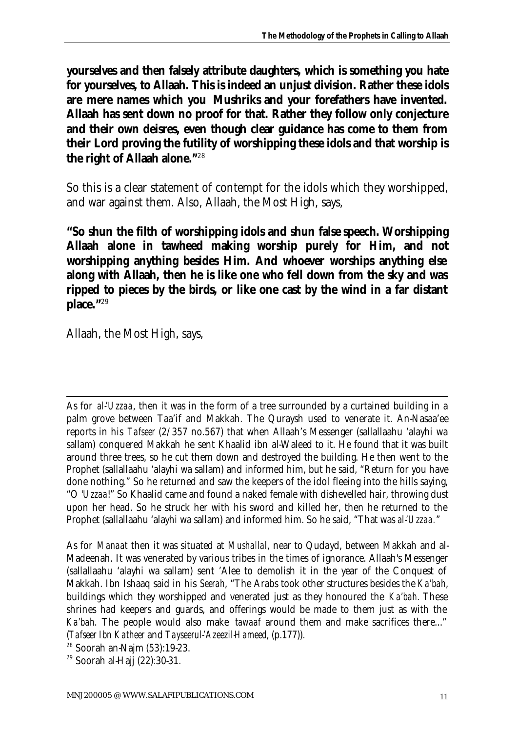**yourselves and then falsely attribute daughters, which is something you hate for yourselves, to Allaah. This is indeed an unjust division. Rather these idols are mere names which you Mushriks and your forefathers have invented. Allaah has sent down no proof for that. Rather they follow only conjecture and their own deisres, even though clear guidance has come to them from their Lord proving the futility of worshipping these idols and that worship is the right of Allaah alone."**[28]

So this is a clear statement of contempt for the idols which they worshipped, and war against them. Also, Allaah, the Most High, says,

**"So shun the filth of worshipping idols and shun false speech. Worshipping Allaah alone in tawheed making worship purely for Him, and not worshipping anything besides Him. And whoever worships anything else along with Allaah, then he is like one who fell down from the sky and was ripped to pieces by the birds, or like one cast by the wind in a far distant place."**[29]

Allaah, the Most High, says,

---

As for *al-'Uzzaa*, then it was in the form of a tree surrounded by a curtained building in a palm grove between Taa'if and Makkah. The Quraysh used to venerate it. An-Nasaa'ee reports in his *Tafseer* (2/357 no.567) that when Allaah's Messenger (sallallaahu 'alayhi wa sallam) conquered Makkah he sent Khaalid ibn al-Waleed to it. He found that it was built around three trees, so he cut them down and destroyed the building. He then went to the Prophet (sallallaahu 'alayhi wa sallam) and informed him, but he said, "Return for you have done nothing." So he returned and saw the keepers of the idol fleeing into the hills saying, "O *'Uzzaa*!" So Khaalid came and found a naked female with dishevelled hair, throwing dust upon her head. So he struck her with his sword and killed her, then he returned to the Prophet (sallallaahu 'alayhi wa sallam) and informed him. So he said, "That was *al-'Uzzaa*."

As for *Manaat* then it was situated at *Mushallal*, near to Qudayd, between Makkah and al-Madeenah. It was venerated by various tribes in the times of ignorance. Allaah's Messenger (sallallaahu 'alayhi wa sallam) sent 'Alee to demolish it in the year of the Conquest of Makkah. Ibn Ishaaq said in his *Seerah*, "The Arabs took other structures besides the *Ka'bah*, buildings which they worshipped and venerated just as they honoured the *Ka'bah*. These shrines had keepers and guards, and offerings would be made to them just as with the *Ka'bah*. The people would also make *tawaaf* around them and make sacrifices there..." (*Tafseer Ibn Katheer* and *Tayseerul-'Azeezil-Hameed*, (p.177)).

[28] Soorah an-Najm (53):19-23.

[29] Soorah al-Hajj (22):30-31.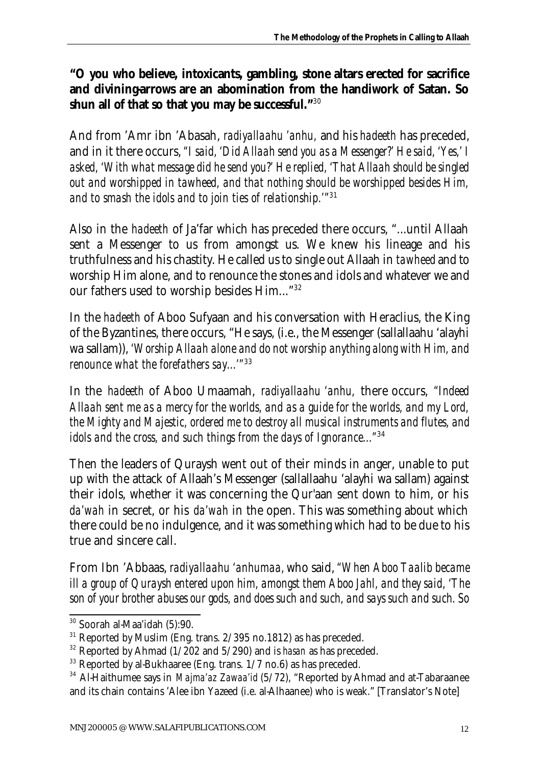**"O you who believe, intoxicants, gambling, stone altars erected for sacrifice and divining-arrows are an abomination from the handiwork of Satan. So shun all of that so that you may be successful."**[30]

And from 'Amr ibn 'Abasah, *radiyallaahu 'anhu,* and his *hadeeth* has preceded, and in it there occurs, *"I said, 'Did Allaah send you as a Messenger?' He said, 'Yes,' I asked, 'With what message did he send you?' He replied, 'That Allaah should be singled out and worshipped in tawheed, and that nothing should be worshipped besides Him, and to smash the idols and to join ties of relationship.'"*[31]

Also in the *hadeeth* of Ja'far which has preceded there occurs, "...until Allaah sent a Messenger to us from amongst us. We knew his lineage and his truthfulness and his chastity. He called us to single out Allaah in *tawheed* and to worship Him alone, and to renounce the stones and idols and whatever we and our fathers used to worship besides Him..."[32]

In the *hadeeth* of Aboo Sufyaan and his conversation with Heraclius, the King of the Byzantines, there occurs, "He says, (i.e., the Messenger (sallallaahu 'alayhi wa sallam)), *'Worship Allaah alone and do not worship anything along with Him, and renounce what the forefathers say...'*"[33]

In the *hadeeth* of Aboo Umaamah, *radiyallaahu 'anhu,* there occurs, *"Indeed Allaah sent me as a mercy for the worlds, and as a guide for the worlds, and my Lord, the Mighty and Majestic, ordered me to destroy all musical instruments and flutes, and idols and the cross, and such things from the days of Ignorance..."*[34]

Then the leaders of Quraysh went out of their minds in anger, unable to put up with the attack of Allaah's Messenger (sallallaahu 'alayhi wa sallam) against their idols, whether it was concerning the Qur'aan sent down to him, or his *da'wah* in secret, or his *da'wah* in the open. This was something about which there could be no indulgence, and it was something which had to be due to his true and sincere call.

From Ibn 'Abbaas, *radiyallaahu 'anhumaa*, who said, *"When Aboo Taalib became ill a group of Quraysh entered upon him, amongst them Aboo Jahl, and they said, 'The son of your brother abuses our gods, and does such and such, and says such and such. So*

---

[30] Soorah al-Maa'idah (5):90.

[31] Reported by Muslim (Eng. trans. 2/395 no.1812) as has preceded.

[32] Reported by Ahmad (1/202 and 5/290) and is *hasan* as has preceded.

[33] Reported by al-Bukhaaree (Eng. trans. 1/7 no.6) as has preceded.

[34] Al-Haithumee says in *Majma'az Zawaa'id* (5/72), "Reported by Ahmad and at-Tabaraanee and its chain contains 'Alee ibn Yazeed (i.e. al-Alhaanee) who is weak." [Translator's Note]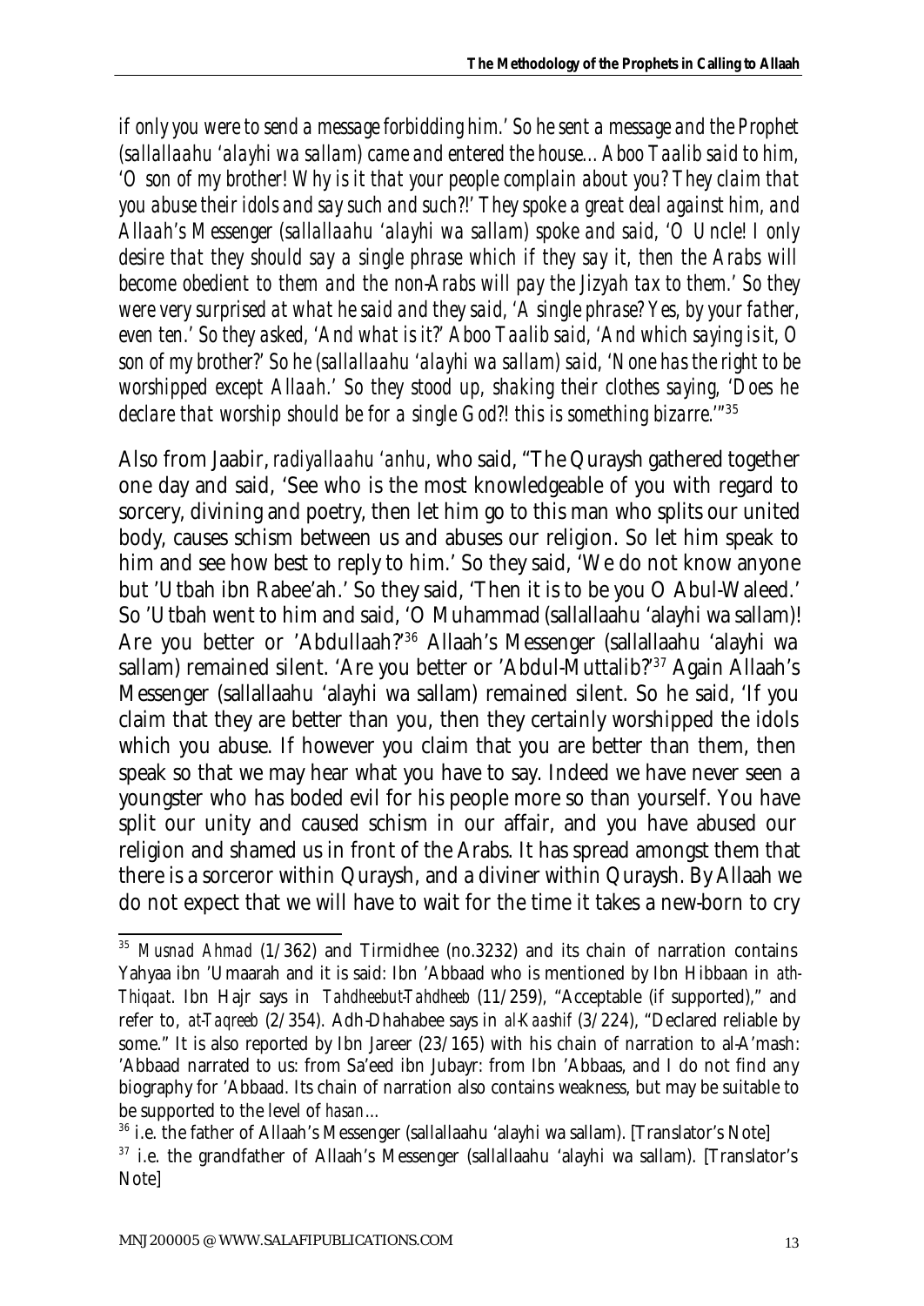*if only you were to send a message forbidding him.' So he sent a message and the Prophet (sallallaahu 'alayhi wa sallam) came and entered the house... Aboo Taalib said to him, 'O son of my brother! Why is it that your people complain about you? They claim that you abuse their idols and say such and such?!' They spoke a great deal against him, and Allaah's Messenger (sallallaahu 'alayhi wa sallam) spoke and said, 'O Uncle! I only desire that they should say a single phrase which if they say it, then the Arabs will become obedient to them and the non-Arabs will pay the Jizyah tax to them.' So they were very surprised at what he said and they said, 'A single phrase? Yes, by your father, even ten.' So they asked, 'And what is it?' Aboo Taalib said, 'And which saying is it, O son of my brother?' So he (sallallaahu 'alayhi wa sallam) said, 'None has the right to be worshipped except Allaah.' So they stood up, shaking their clothes saying, 'Does he declare that worship should be for a single God?! this is something bizarre.'"*[35]

Also from Jaabir, *radiyallaahu 'anhu*, who said, "The Quraysh gathered together one day and said, 'See who is the most knowledgeable of you with regard to sorcery, divining and poetry, then let him go to this man who splits our united body, causes schism between us and abuses our religion. So let him speak to him and see how best to reply to him.' So they said, 'We do not know anyone but 'Utbah ibn Rabee'ah.' So they said, 'Then it is to be you O Abul-Waleed.' So 'Utbah went to him and said, 'O Muhammad (sallallaahu 'alayhi wa sallam)! Are you better or 'Abdullaah?'[36] Allaah's Messenger (sallallaahu 'alayhi wa sallam) remained silent. 'Are you better or 'Abdul-Muttalib?'[37] Again Allaah's Messenger (sallallaahu 'alayhi wa sallam) remained silent. So he said, 'If you claim that they are better than you, then they certainly worshipped the idols which you abuse. If however you claim that you are better than them, then speak so that we may hear what you have to say. Indeed we have never seen a youngster who has boded evil for his people more so than yourself. You have split our unity and caused schism in our affair, and you have abused our religion and shamed us in front of the Arabs. It has spread amongst them that there is a sorceror within Quraysh, and a diviner within Quraysh. By Allaah we do not expect that we will have to wait for the time it takes a new-born to cry

---

[35] *Musnad Ahmad* (1/362) and Tirmidhee (no.3232) and its chain of narration contains Yahyaa ibn 'Umaarah and it is said: Ibn 'Abbaad who is mentioned by Ibn Hibbaan in *ath-Thiqaat*. Ibn Hajr says in *Tahdheebut-Tahdheeb* (11/259), "Acceptable (if supported)," and refer to, *at-Taqreeb* (2/354). Adh-Dhahabee says in *al-Kaashif* (3/224), "Declared reliable by some." It is also reported by Ibn Jareer (23/165) with his chain of narration to al-A'mash: 'Abbaad narrated to us: from Sa'eed ibn Jubayr: from Ibn 'Abbaas, and I do not find any biography for 'Abbaad. Its chain of narration also contains weakness, but may be suitable to be supported to the level of *hasan*...

[36] i.e. the father of Allaah's Messenger (sallallaahu 'alayhi wa sallam). [Translator's Note]

[37] i.e. the grandfather of Allaah's Messenger (sallallaahu 'alayhi wa sallam). [Translator's Note]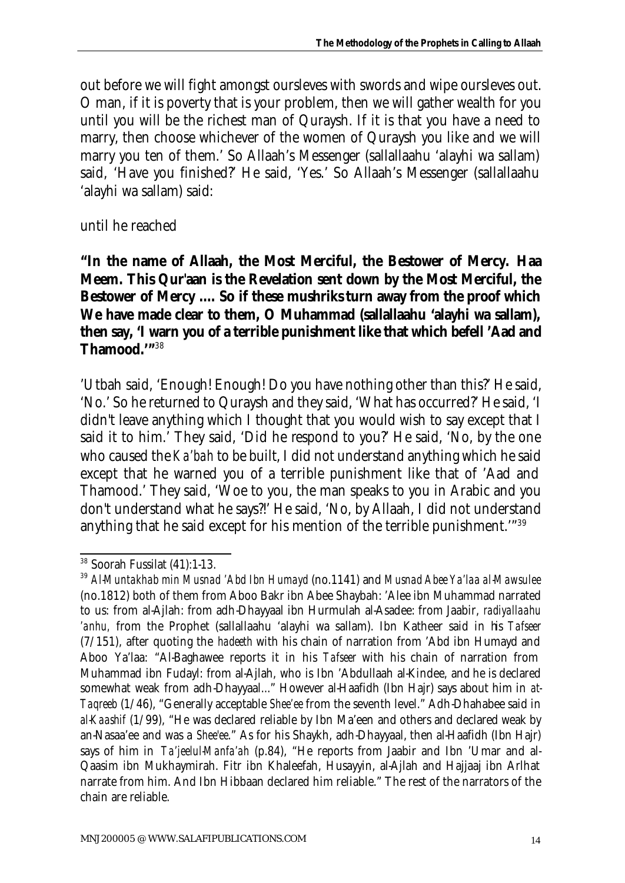out before we will fight amongst oursleves with swords and wipe oursleves out. O man, if it is poverty that is your problem, then we will gather wealth for you until you will be the richest man of Quraysh. If it is that you have a need to marry, then choose whichever of the women of Quraysh you like and we will marry you ten of them.' So Allaah's Messenger (sallallaahu 'alayhi wa sallam) said, 'Have you finished?' He said, 'Yes.' So Allaah's Messenger (sallallaahu 'alayhi wa sallam) said:

until he reached

**"In the name of Allaah, the Most Merciful, the Bestower of Mercy. Haa Meem. This Qur'aan is the Revelation sent down by the Most Merciful, the Bestower of Mercy .... So if these mushriks turn away from the proof which We have made clear to them, O Muhammad (sallallaahu 'alayhi wa sallam), then say, 'I warn you of a terrible punishment like that which befell 'Aad and Thamood.'"**[38]

'Utbah said, 'Enough! Enough! Do you have nothing other than this?' He said, 'No.' So he returned to Quraysh and they said, 'What has occurred?' He said, 'I didn't leave anything which I thought that you would wish to say except that I said it to him.' They said, 'Did he respond to you?' He said, 'No, by the one who caused the *Ka'bah* to be built, I did not understand anything which he said except that he warned you of a terrible punishment like that of 'Aad and Thamood.' They said, 'Woe to you, the man speaks to you in Arabic and you don't understand what he says?!' He said, 'No, by Allaah, I did not understand anything that he said except for his mention of the terrible punishment.'"[39]

---

[38] Soorah Fussilat (41):1-13.

[39] *Al-Muntakhab min Musnad 'Abd Ibn Humayd* (no.1141) and *Musnad Abee Ya'laa al-Mawsulee* (no.1812) both of them from Aboo Bakr ibn Abee Shaybah: 'Alee ibn Muhammad narrated to us: from al-Ajlah: from adh-Dhayyaal ibn Hurmulah al-Asadee: from Jaabir, *radiyallaahu 'anhu,* from the Prophet (sallallaahu 'alayhi wa sallam). Ibn Katheer said in his *Tafseer* (7/151), after quoting the *hadeeth* with his chain of narration from 'Abd ibn Humayd and Aboo Ya'laa: "Al-Baghawee reports it in his *Tafseer* with his chain of narration from Muhammad ibn Fudayl: from al-Ajlah, who is Ibn 'Abdullaah al-Kindee, and he is declared somewhat weak from adh-Dhayyaal..." However al-Haafidh (Ibn Hajr) says about him in *at-Taqreeb* (1/46), "Generally acceptable *Shee'ee* from the seventh level." Adh-Dhahabee said in *al-Kaashif* (1/99), "He was declared reliable by Ibn Ma'een and others and declared weak by an-Nasaa'ee and was a *Shee'ee*." As for his Shaykh, adh-Dhayyaal, then al-Haafidh (Ibn Hajr) says of him in *Ta'jeelul-Manfa'ah* (p.84), "He reports from Jaabir and Ibn 'Umar and al-Qaasim ibn Mukhaymirah. Fitr ibn Khaleefah, Husayyin, al-Ajlah and Hajjaaj ibn Arlhat narrate from him. And Ibn Hibbaan declared him reliable." The rest of the narrators of the chain are reliable.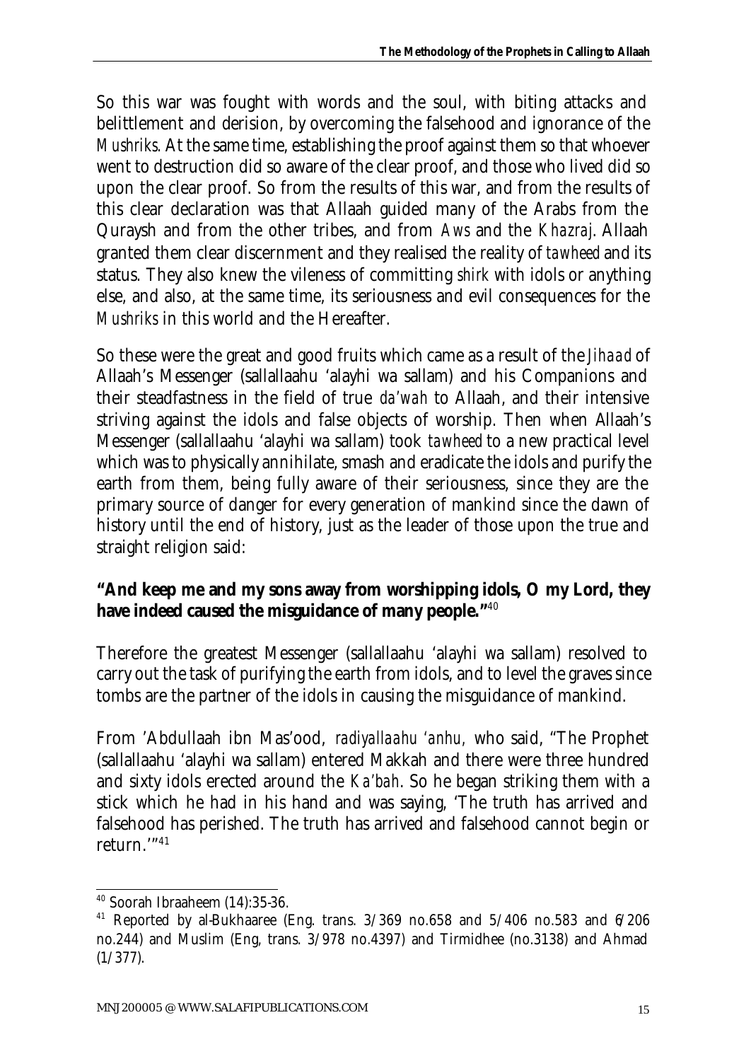So this war was fought with words and the soul, with biting attacks and belittlement and derision, by overcoming the falsehood and ignorance of the *Mushriks*. At the same time, establishing the proof against them so that whoever went to destruction did so aware of the clear proof, and those who lived did so upon the clear proof. So from the results of this war, and from the results of this clear declaration was that Allaah guided many of the Arabs from the Quraysh and from the other tribes, and from *Aws* and the *Khazraj*. Allaah granted them clear discernment and they realised the reality of *tawheed* and its status. They also knew the vileness of committing *shirk* with idols or anything else, and also, at the same time, its seriousness and evil consequences for the *Mushriks* in this world and the Hereafter.

So these were the great and good fruits which came as a result of the *Jihaad* of Allaah's Messenger (sallallaahu 'alayhi wa sallam) and his Companions and their steadfastness in the field of true *da'wah* to Allaah, and their intensive striving against the idols and false objects of worship. Then when Allaah's Messenger (sallallaahu 'alayhi wa sallam) took *tawheed* to a new practical level which was to physically annihilate, smash and eradicate the idols and purify the earth from them, being fully aware of their seriousness, since they are the primary source of danger for every generation of mankind since the dawn of history until the end of history, just as the leader of those upon the true and straight religion said:

**"And keep me and my sons away from worshipping idols, O my Lord, they have indeed caused the misguidance of many people."**[40]

Therefore the greatest Messenger (sallallaahu 'alayhi wa sallam) resolved to carry out the task of purifying the earth from idols, and to level the graves since tombs are the partner of the idols in causing the misguidance of mankind.

From 'Abdullaah ibn Mas'ood, *radiyallaahu 'anhu,* who said, "The Prophet (sallallaahu 'alayhi wa sallam) entered Makkah and there were three hundred and sixty idols erected around the *Ka'bah*. So he began striking them with a stick which he had in his hand and was saying, 'The truth has arrived and falsehood has perished. The truth has arrived and falsehood cannot begin or return.'"[41]

---

[40] Soorah Ibraaheem (14):35-36.

[41] Reported by al-Bukhaaree (Eng. trans. 3/369 no.658 and 5/406 no.583 and 6/206 no.244) and Muslim (Eng, trans. 3/978 no.4397) and Tirmidhee (no.3138) and Ahmad (1/377).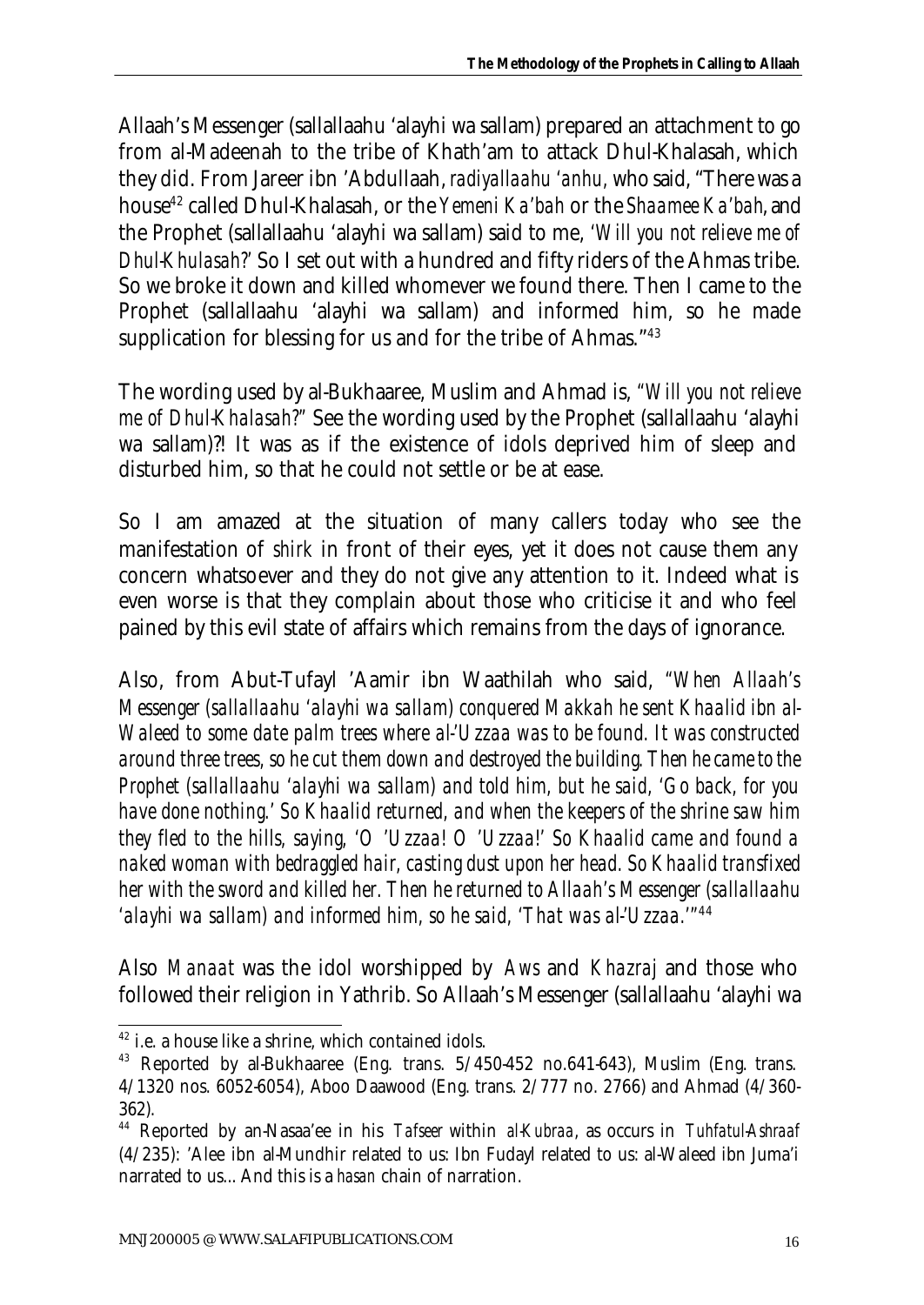Allaah's Messenger (sallallaahu 'alayhi wa sallam) prepared an attachment to go from al-Madeenah to the tribe of Khath'am to attack Dhul-Khalasah, which they did. From Jareer ibn 'Abdullaah, *radiyallaahu 'anhu*, who said, "There was a house[42] called Dhul-Khalasah, or the *Yemeni Ka'bah* or the *Shaamee Ka'bah*, and the Prophet (sallallaahu 'alayhi wa sallam) said to me, *'Will you not relieve me of Dhul-Khulasah?'* So I set out with a hundred and fifty riders of the Ahmas tribe. So we broke it down and killed whomever we found there. Then I came to the Prophet (sallallaahu 'alayhi wa sallam) and informed him, so he made supplication for blessing for us and for the tribe of Ahmas."[43]

The wording used by al-Bukhaaree, Muslim and Ahmad is, *"Will you not relieve me of Dhul-Khalasah?"* See the wording used by the Prophet (sallallaahu 'alayhi wa sallam)?! It was as if the existence of idols deprived him of sleep and disturbed him, so that he could not settle or be at ease.

So I am amazed at the situation of many callers today who see the manifestation of *shirk* in front of their eyes, yet it does not cause them any concern whatsoever and they do not give any attention to it. Indeed what is even worse is that they complain about those who criticise it and who feel pained by this evil state of affairs which remains from the days of ignorance.

Also, from Abut-Tufayl 'Aamir ibn Waathilah who said, *"When Allaah's Messenger (sallallaahu 'alayhi wa sallam) conquered Makkah he sent Khaalid ibn al-Waleed to some date palm trees where al-'Uzzaa was to be found. It was constructed around three trees, so he cut them down and destroyed the building. Then he came to the Prophet (sallallaahu 'alayhi wa sallam) and told him, but he said, 'Go back, for you have done nothing.' So Khaalid returned, and when the keepers of the shrine saw him they fled to the hills, saying, 'O 'Uzzaa! O 'Uzzaa!' So Khaalid came and found a naked woman with bedraggled hair, casting dust upon her head. So Khaalid transfixed her with the sword and killed her. Then he returned to Allaah's Messenger (sallallaahu 'alayhi wa sallam) and informed him, so he said, 'That was al-'Uzzaa.'"*[44]

Also *Manaat* was the idol worshipped by *Aws* and *Khazraj* and those who followed their religion in Yathrib. So Allaah's Messenger (sallallaahu 'alayhi wa

---

[42] i.e. a house like a shrine, which contained idols.

[43] Reported by al-Bukhaaree (Eng. trans. 5/450-452 no.641-643), Muslim (Eng. trans. 4/1320 nos. 6052-6054), Aboo Daawood (Eng. trans. 2/777 no. 2766) and Ahmad (4/360-362).

[44] Reported by an-Nasaa'ee in his *Tafseer* within *al-Kubraa*, as occurs in *Tuhfatul-Ashraaf* (4/235): 'Alee ibn al-Mundhir related to us: Ibn Fudayl related to us: al-Waleed ibn Juma'i narrated to us... And this is a *hasan* chain of narration.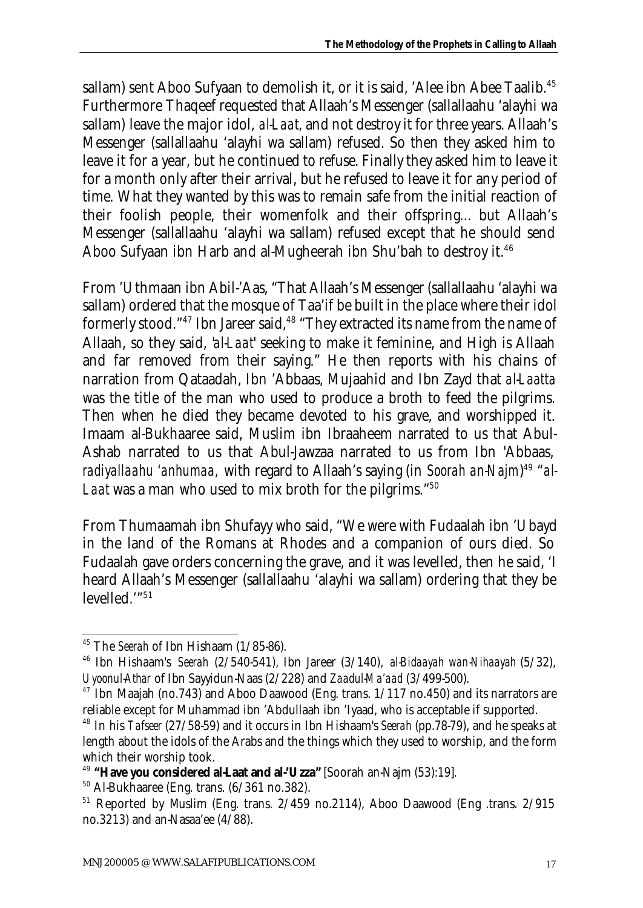sallam) sent Aboo Sufyaan to demolish it, or it is said, 'Alee ibn Abee Taalib.[45] Furthermore Thaqeef requested that Allaah's Messenger (sallallaahu 'alayhi wa sallam) leave the major idol, *al-Laat*, and not destroy it for three years. Allaah's Messenger (sallallaahu 'alayhi wa sallam) refused. So then they asked him to leave it for a year, but he continued to refuse. Finally they asked him to leave it for a month only after their arrival, but he refused to leave it for any period of time. What they wanted by this was to remain safe from the initial reaction of their foolish people, their womenfolk and their offspring... but Allaah's Messenger (sallallaahu 'alayhi wa sallam) refused except that he should send Aboo Sufyaan ibn Harb and al-Mugheerah ibn Shu'bah to destroy it.[46]

From 'Uthmaan ibn Abil-'Aas, "That Allaah's Messenger (sallallaahu 'alayhi wa sallam) ordered that the mosque of Taa'if be built in the place where their idol formerly stood."[47] Ibn Jareer said,[48] "They extracted its name from the name of Allaah, so they said, '*al-Laat*' seeking to make it feminine, and High is Allaah and far removed from their saying." He then reports with his chains of narration from Qataadah, Ibn 'Abbaas, Mujaahid and Ibn Zayd that *al-Laatta* was the title of the man who used to produce a broth to feed the pilgrims. Then when he died they became devoted to his grave, and worshipped it. Imaam al-Bukhaaree said, Muslim ibn Ibraaheem narrated to us that Abul-Ashab narrated to us that Abul-Jawzaa narrated to us from Ibn 'Abbaas, *radiyallaahu 'anhumaa*, with regard to Allaah's saying (in *Soorah an-Najm*)[49] "*al-Laat* was a man who used to mix broth for the pilgrims."[50]

From Thumaamah ibn Shufayy who said, "We were with Fudaalah ibn 'Ubayd in the land of the Romans at Rhodes and a companion of ours died. So Fudaalah gave orders concerning the grave, and it was levelled, then he said, 'I heard Allaah's Messenger (sallallaahu 'alayhi wa sallam) ordering that they be levelled.'"[51]

---

[45] The *Seerah* of Ibn Hishaam (1/85-86).

[46] Ibn Hishaam's *Seerah* (2/540-541), Ibn Jareer (3/140), *al-Bidaayah wan-Nihaayah* (5/32), *Uyoonul-Athar* of Ibn Sayyidun-Naas (2/228) and *Zaadul-Ma'aad* (3/499-500).

[47] Ibn Maajah (no.743) and Aboo Daawood (Eng. trans. 1/117 no.450) and its narrators are reliable except for Muhammad ibn 'Abdullaah ibn 'Iyaad, who is acceptable if supported.

[48] In his *Tafseer* (27/58-59) and it occurs in Ibn Hishaam's *Seerah* (pp.78-79), and he speaks at length about the idols of the Arabs and the things which they used to worship, and the form which their worship took.

[49] **"Have you considered al-Laat and al-'Uzza"** [Soorah an-Najm (53):19].

[50] Al-Bukhaaree (Eng. trans. (6/361 no.382).

[51] Reported by Muslim (Eng. trans. 2/459 no.2114), Aboo Daawood (Eng .trans. 2/915 no.3213) and an-Nasaa'ee (4/88).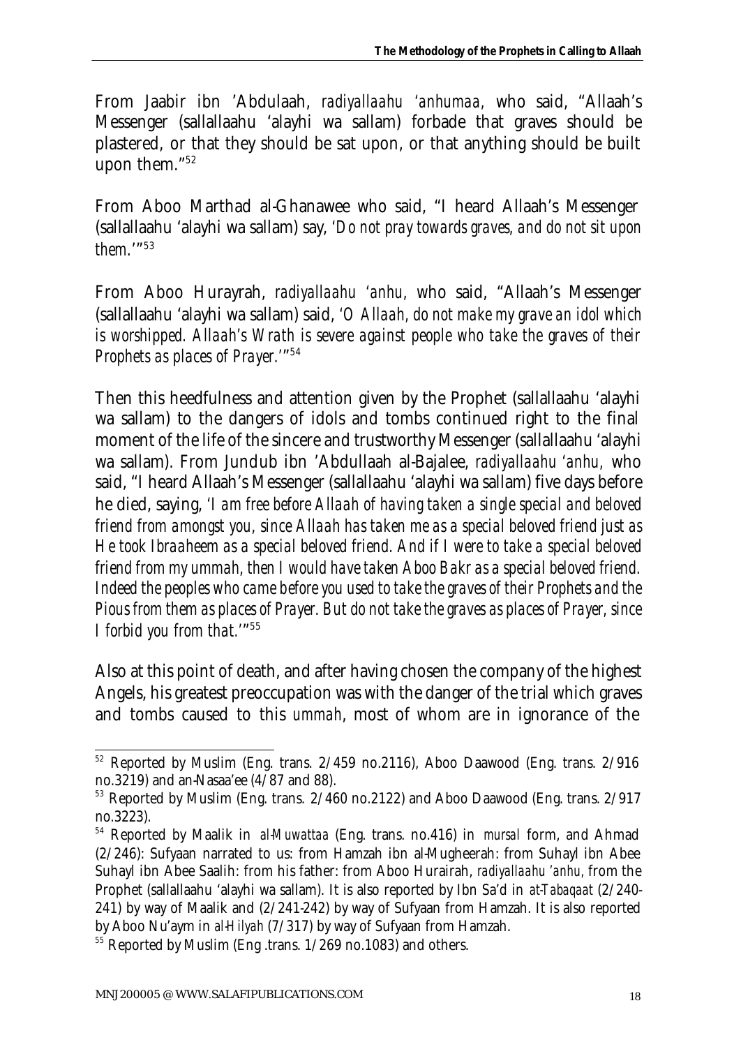From Jaabir ibn 'Abdulaah, *radiyallaahu 'anhumaa,* who said, "Allaah's Messenger (sallallaahu 'alayhi wa sallam) forbade that graves should be plastered, or that they should be sat upon, or that anything should be built upon them."[52]

From Aboo Marthad al-Ghanawee who said, "I heard Allaah's Messenger (sallallaahu 'alayhi wa sallam) say, *'Do not pray towards graves, and do not sit upon them.'*"[53]

From Aboo Hurayrah, *radiyallaahu 'anhu,* who said, "Allaah's Messenger (sallallaahu 'alayhi wa sallam) said, *'O Allaah, do not make my grave an idol which is worshipped. Allaah's Wrath is severe against people who take the graves of their Prophets as places of Prayer.'*"[54]

Then this heedfulness and attention given by the Prophet (sallallaahu 'alayhi wa sallam) to the dangers of idols and tombs continued right to the final moment of the life of the sincere and trustworthy Messenger (sallallaahu 'alayhi wa sallam). From Jundub ibn 'Abdullaah al-Bajalee, *radiyallaahu 'anhu,* who said, "I heard Allaah's Messenger (sallallaahu 'alayhi wa sallam) five days before he died, saying, *'I am free before Allaah of having taken a single special and beloved friend from amongst you, since Allaah has taken me as a special beloved friend just as He took Ibraaheem as a special beloved friend. And if I were to take a special beloved friend from my ummah, then I would have taken Aboo Bakr as a special beloved friend. Indeed the peoples who came before you used to take the graves of their Prophets and the Pious from them as places of Prayer. But do not take the graves as places of Prayer, since I forbid you from that.'*"[55]

Also at this point of death, and after having chosen the company of the highest Angels, his greatest preoccupation was with the danger of the trial which graves and tombs caused to this *ummah*, most of whom are in ignorance of the

---

[52] Reported by Muslim (Eng. trans. 2/459 no.2116), Aboo Daawood (Eng. trans. 2/916 no.3219) and an-Nasaa'ee (4/87 and 88).

[53] Reported by Muslim (Eng. trans. 2/460 no.2122) and Aboo Daawood (Eng. trans. 2/917 no.3223).

[54] Reported by Maalik in *al-Muwattaa* (Eng. trans. no.416) in *mursal* form, and Ahmad (2/246): Sufyaan narrated to us: from Hamzah ibn al-Mugheerah: from Suhayl ibn Abee Suhayl ibn Abee Saalih: from his father: from Aboo Hurairah, *radiyallaahu 'anhu,* from the Prophet (sallallaahu 'alayhi wa sallam). It is also reported by Ibn Sa'd in *at-Tabaqaat* (2/240-241) by way of Maalik and (2/241-242) by way of Sufyaan from Hamzah. It is also reported by Aboo Nu'aym in *al-Hilyah* (7/317) by way of Sufyaan from Hamzah.

[55] Reported by Muslim (Eng .trans. 1/269 no.1083) and others.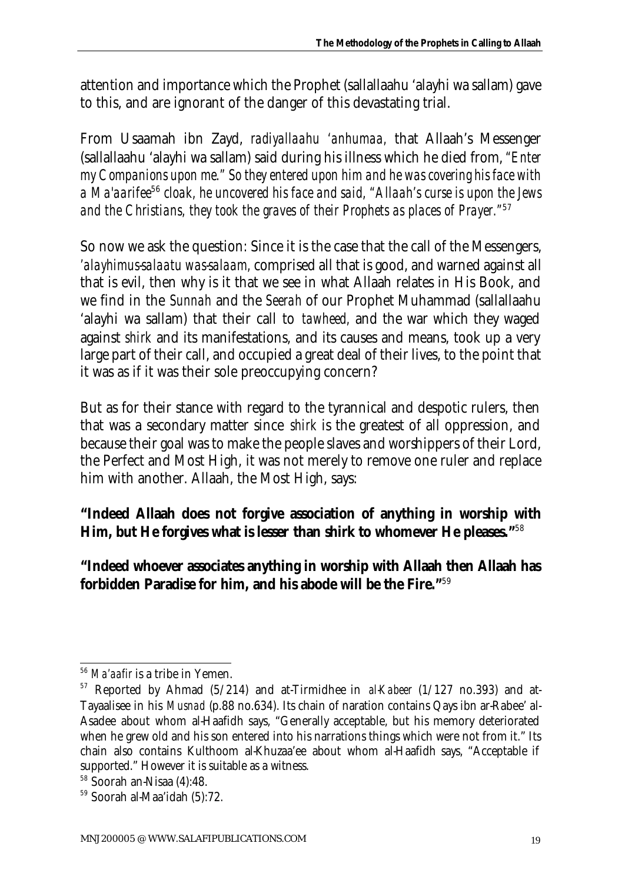attention and importance which the Prophet (sallallaahu 'alayhi wa sallam) gave to this, and are ignorant of the danger of this devastating trial.

From Usaamah ibn Zayd, *radiyallaahu 'anhumaa,* that Allaah's Messenger (sallallaahu 'alayhi wa sallam) said during his illness which he died from, *"Enter my Companions upon me." So they entered upon him and he was covering his face with a Ma'aarifee*[56] *cloak, he uncovered his face and said, "Allaah's curse is upon the Jews and the Christians, they took the graves of their Prophets as places of Prayer."*[57]

So now we ask the question: Since it is the case that the call of the Messengers, *'alayhimus-salaatu was-salaam,* comprised all that is good, and warned against all that is evil, then why is it that we see in what Allaah relates in His Book, and we find in the *Sunnah* and the *Seerah* of our Prophet Muhammad (sallallaahu 'alayhi wa sallam) that their call to *tawheed,* and the war which they waged against *shirk* and its manifestations, and its causes and means, took up a very large part of their call, and occupied a great deal of their lives, to the point that it was as if it was their sole preoccupying concern?

But as for their stance with regard to the tyrannical and despotic rulers, then that was a secondary matter since *shirk* is the greatest of all oppression, and because their goal was to make the people slaves and worshippers of their Lord, the Perfect and Most High, it was not merely to remove one ruler and replace him with another. Allaah, the Most High, says:

**"Indeed Allaah does not forgive association of anything in worship with Him, but He forgives what is lesser than shirk to whomever He pleases."**[58]

**"Indeed whoever associates anything in worship with Allaah then Allaah has forbidden Paradise for him, and his abode will be the Fire."**[59]

---

[56] *Ma'aafir* is a tribe in Yemen.

[57] Reported by Ahmad (5/214) and at-Tirmidhee in *al-Kabeer* (1/127 no.393) and at-Tayaalisee in his *Musnad* (p.88 no.634). Its chain of naration contains Qays ibn ar-Rabee' al-Asadee about whom al-Haafidh says, "Generally acceptable, but his memory deteriorated when he grew old and his son entered into his narrations things which were not from it." Its chain also contains Kulthoom al-Khuzaa'ee about whom al-Haafidh says, "Acceptable if supported." However it is suitable as a witness.

[58] Soorah an-Nisaa (4):48.

[59] Soorah al-Maa'idah (5):72.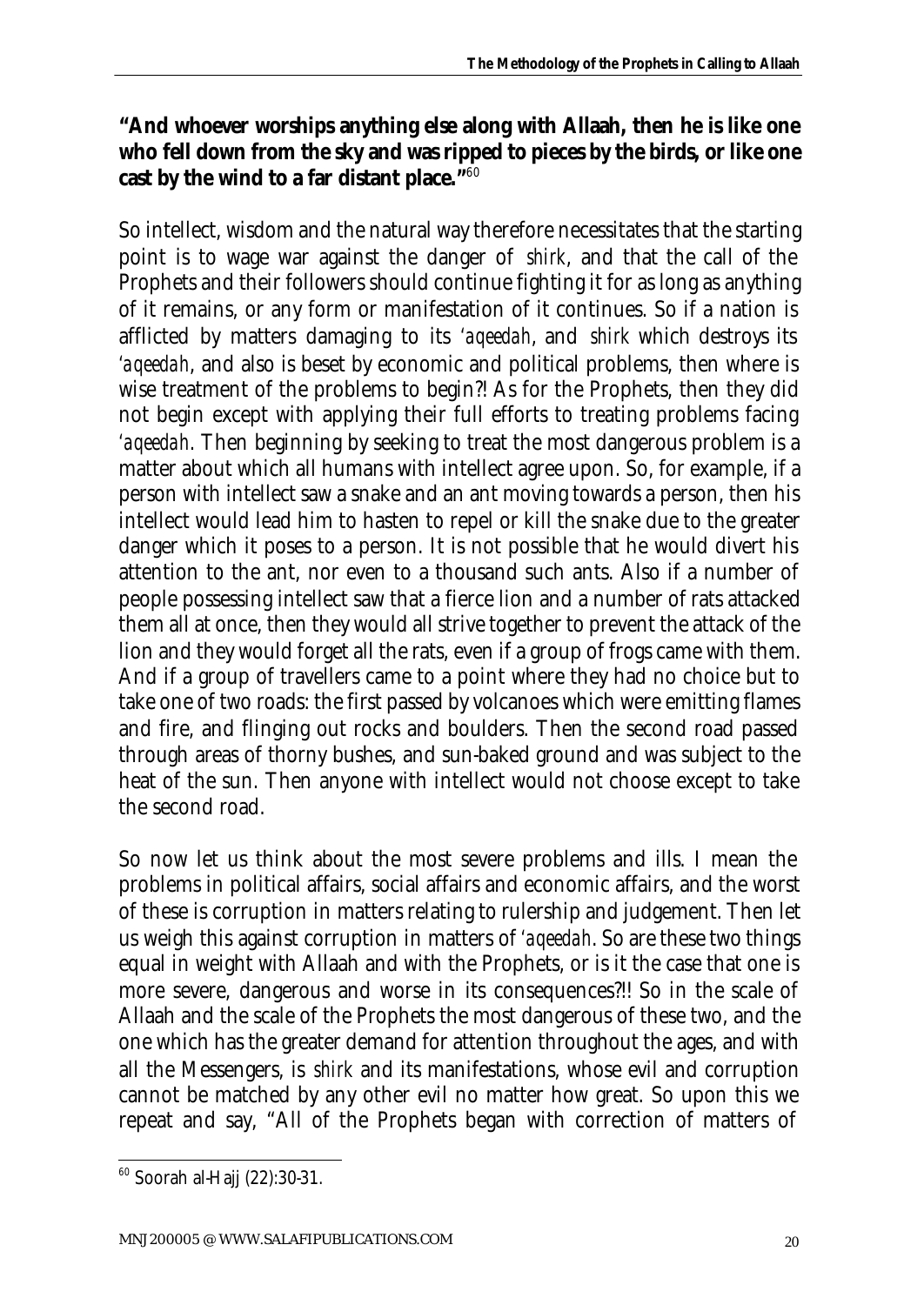**"And whoever worships anything else along with Allaah, then he is like one who fell down from the sky and was ripped to pieces by the birds, or like one cast by the wind to a far distant place."**[60]

So intellect, wisdom and the natural way therefore necessitates that the starting point is to wage war against the danger of *shirk*, and that the call of the Prophets and their followers should continue fighting it for as long as anything of it remains, or any form or manifestation of it continues. So if a nation is afflicted by matters damaging to its *'aqeedah*, and *shirk* which destroys its *'aqeedah*, and also is beset by economic and political problems, then where is wise treatment of the problems to begin?! As for the Prophets, then they did not begin except with applying their full efforts to treating problems facing *'aqeedah*. Then beginning by seeking to treat the most dangerous problem is a matter about which all humans with intellect agree upon. So, for example, if a person with intellect saw a snake and an ant moving towards a person, then his intellect would lead him to hasten to repel or kill the snake due to the greater danger which it poses to a person. It is not possible that he would divert his attention to the ant, nor even to a thousand such ants. Also if a number of people possessing intellect saw that a fierce lion and a number of rats attacked them all at once, then they would all strive together to prevent the attack of the lion and they would forget all the rats, even if a group of frogs came with them. And if a group of travellers came to a point where they had no choice but to take one of two roads: the first passed by volcanoes which were emitting flames and fire, and flinging out rocks and boulders. Then the second road passed through areas of thorny bushes, and sun-baked ground and was subject to the heat of the sun. Then anyone with intellect would not choose except to take the second road.

So now let us think about the most severe problems and ills. I mean the problems in political affairs, social affairs and economic affairs, and the worst of these is corruption in matters relating to rulership and judgement. Then let us weigh this against corruption in matters of *'aqeedah*. So are these two things equal in weight with Allaah and with the Prophets, or is it the case that one is more severe, dangerous and worse in its consequences?!! So in the scale of Allaah and the scale of the Prophets the most dangerous of these two, and the one which has the greater demand for attention throughout the ages, and with all the Messengers, is *shirk* and its manifestations, whose evil and corruption cannot be matched by any other evil no matter how great. So upon this we repeat and say, "All of the Prophets began with correction of matters of

---

[60] Soorah al-Hajj (22):30-31.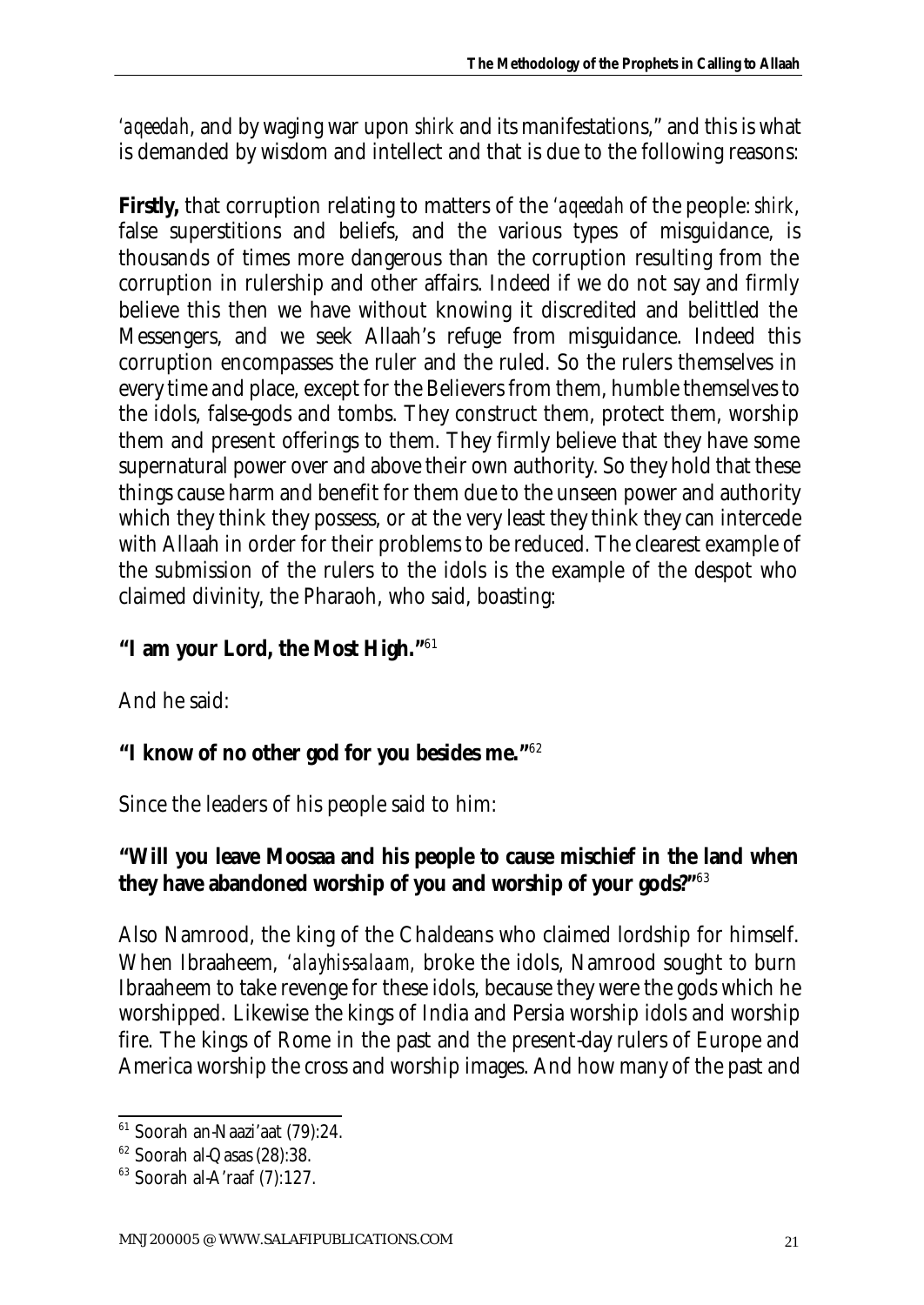*'aqeedah*, and by waging war upon *shirk* and its manifestations," and this is what is demanded by wisdom and intellect and that is due to the following reasons:

**Firstly,** that corruption relating to matters of the *'aqeedah* of the people: *shirk*, false superstitions and beliefs, and the various types of misguidance, is thousands of times more dangerous than the corruption resulting from the corruption in rulership and other affairs. Indeed if we do not say and firmly believe this then we have without knowing it discredited and belittled the Messengers, and we seek Allaah's refuge from misguidance. Indeed this corruption encompasses the ruler and the ruled. So the rulers themselves in every time and place, except for the Believers from them, humble themselves to the idols, false-gods and tombs. They construct them, protect them, worship them and present offerings to them. They firmly believe that they have some supernatural power over and above their own authority. So they hold that these things cause harm and benefit for them due to the unseen power and authority which they think they possess, or at the very least they think they can intercede with Allaah in order for their problems to be reduced. The clearest example of the submission of the rulers to the idols is the example of the despot who claimed divinity, the Pharaoh, who said, boasting:

**"I am your Lord, the Most High."**[61]

And he said:

**"I know of no other god for you besides me."**[62]

Since the leaders of his people said to him:

**"Will you leave Moosaa and his people to cause mischief in the land when they have abandoned worship of you and worship of your gods?"**[63]

Also Namrood, the king of the Chaldeans who claimed lordship for himself. When Ibraaheem, *'alayhis-salaam,* broke the idols, Namrood sought to burn Ibraaheem to take revenge for these idols, because they were the gods which he worshipped. Likewise the kings of India and Persia worship idols and worship fire. The kings of Rome in the past and the present-day rulers of Europe and America worship the cross and worship images. And how many of the past and

---

[61] Soorah an-Naazi'aat (79):24.

[62] Soorah al-Qasas (28):38.

[63] Soorah al-A'raaf (7):127.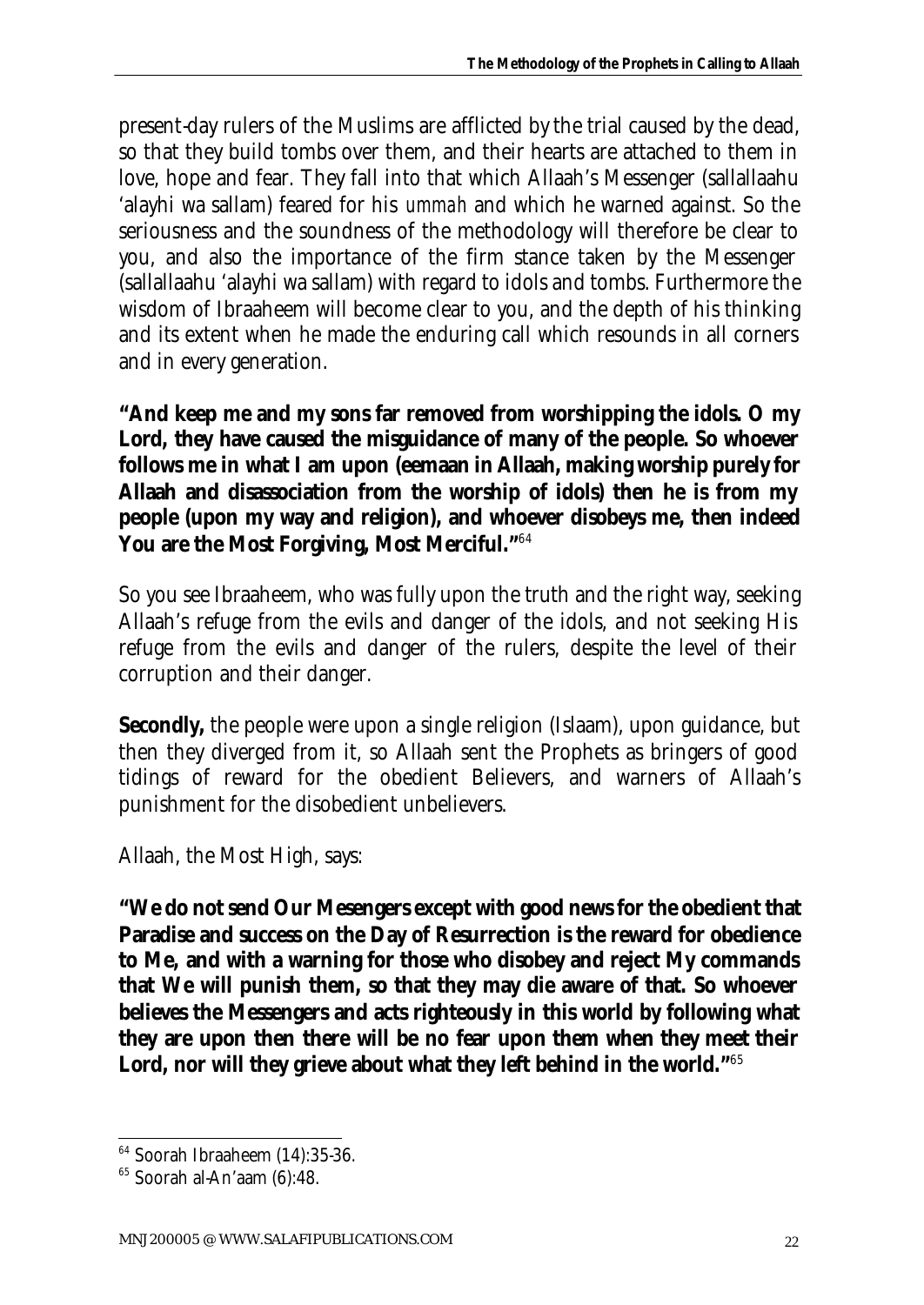present-day rulers of the Muslims are afflicted by the trial caused by the dead, so that they build tombs over them, and their hearts are attached to them in love, hope and fear. They fall into that which Allaah's Messenger (sallallaahu 'alayhi wa sallam) feared for his *ummah* and which he warned against. So the seriousness and the soundness of the methodology will therefore be clear to you, and also the importance of the firm stance taken by the Messenger (sallallaahu 'alayhi wa sallam) with regard to idols and tombs. Furthermore the wisdom of Ibraaheem will become clear to you, and the depth of his thinking and its extent when he made the enduring call which resounds in all corners and in every generation.

**"And keep me and my sons far removed from worshipping the idols. O my Lord, they have caused the misguidance of many of the people. So whoever follows me in what I am upon (eemaan in Allaah, making worship purely for Allaah and disassociation from the worship of idols) then he is from my people (upon my way and religion), and whoever disobeys me, then indeed You are the Most Forgiving, Most Merciful."**[64]

So you see Ibraaheem, who was fully upon the truth and the right way, seeking Allaah's refuge from the evils and danger of the idols, and not seeking His refuge from the evils and danger of the rulers, despite the level of their corruption and their danger.

**Secondly,** the people were upon a single religion (Islaam), upon guidance, but then they diverged from it, so Allaah sent the Prophets as bringers of good tidings of reward for the obedient Believers, and warners of Allaah's punishment for the disobedient unbelievers.

Allaah, the Most High, says:

**"We do not send Our Mesengers except with good news for the obedient that Paradise and success on the Day of Resurrection is the reward for obedience to Me, and with a warning for those who disobey and reject My commands that We will punish them, so that they may die aware of that. So whoever believes the Messengers and acts righteously in this world by following what they are upon then there will be no fear upon them when they meet their Lord, nor will they grieve about what they left behind in the world."**[65]

---

[64] Soorah Ibraaheem (14):35-36.

[65] Soorah al-An'aam (6):48.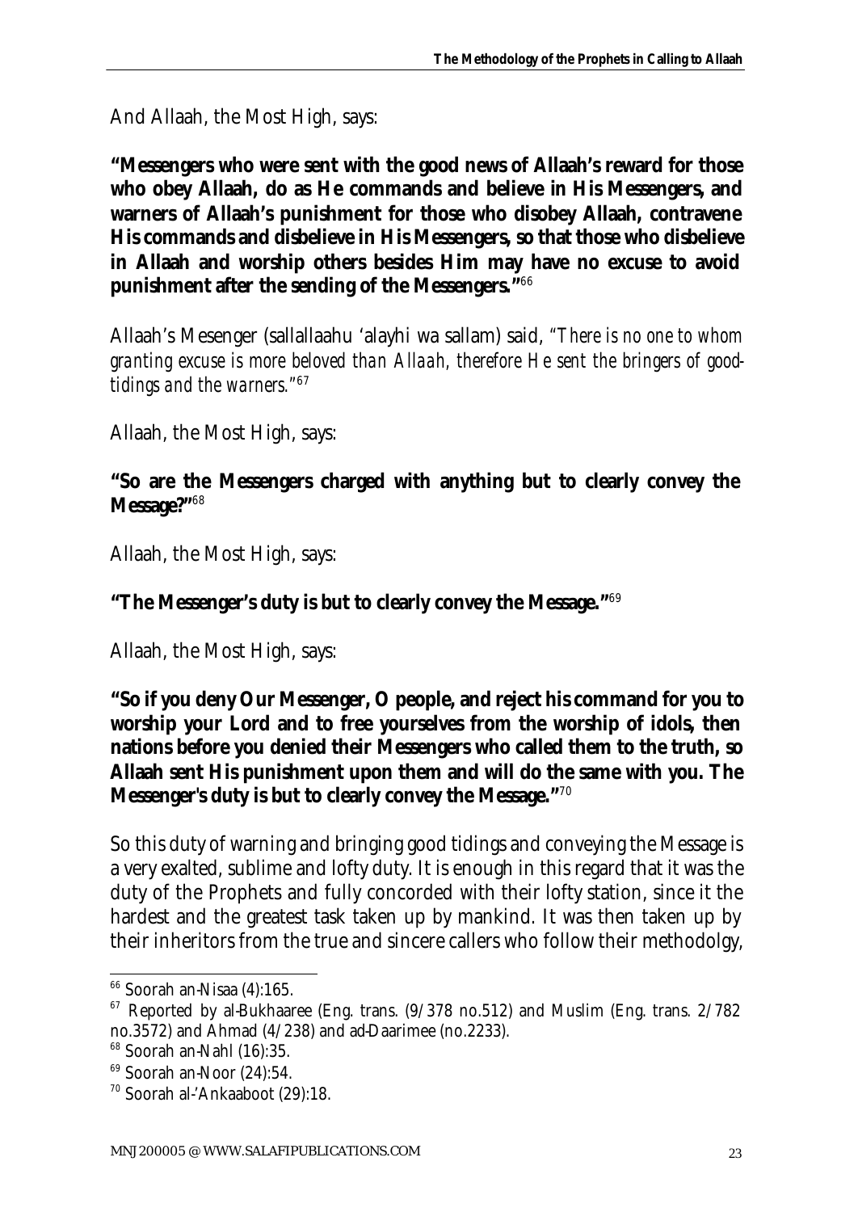And Allaah, the Most High, says:

**"Messengers who were sent with the good news of Allaah's reward for those who obey Allaah, do as He commands and believe in His Messengers, and warners of Allaah's punishment for those who disobey Allaah, contravene His commands and disbelieve in His Messengers, so that those who disbelieve in Allaah and worship others besides Him may have no excuse to avoid punishment after the sending of the Messengers."**[66]

Allaah's Mesenger (sallallaahu 'alayhi wa sallam) said, *"There is no one to whom granting excuse is more beloved than Allaah, therefore He sent the bringers of good-tidings and the warners."*[67]

Allaah, the Most High, says:

**"So are the Messengers charged with anything but to clearly convey the Message?"**[68]

Allaah, the Most High, says:

**"The Messenger's duty is but to clearly convey the Message."**[69]

Allaah, the Most High, says:

**"So if you deny Our Messenger, O people, and reject his command for you to worship your Lord and to free yourselves from the worship of idols, then nations before you denied their Messengers who called them to the truth, so Allaah sent His punishment upon them and will do the same with you. The Messenger's duty is but to clearly convey the Message."**[70]

So this duty of warning and bringing good tidings and conveying the Message is a very exalted, sublime and lofty duty. It is enough in this regard that it was the duty of the Prophets and fully concorded with their lofty station, since it the hardest and the greatest task taken up by mankind. It was then taken up by their inheritors from the true and sincere callers who follow their methodolgy,

---

[66] Soorah an-Nisaa (4):165.

[67] Reported by al-Bukhaaree (Eng. trans. (9/378 no.512) and Muslim (Eng. trans. 2/782 no.3572) and Ahmad (4/238) and ad-Daarimee (no.2233).

[68] Soorah an-Nahl (16):35.

[69] Soorah an-Noor (24):54.

[70] Soorah al-'Ankaaboot (29):18.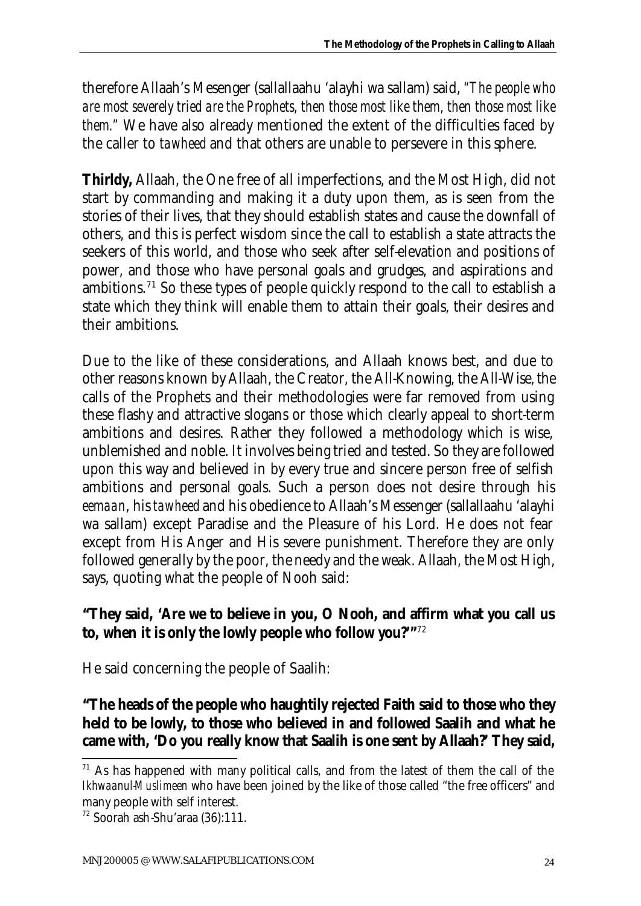therefore Allaah's Mesenger (sallallaahu 'alayhi wa sallam) said, *"The people who are most severely tried are the Prophets, then those most like them, then those most like them."* We have also already mentioned the extent of the difficulties faced by the caller to *tawheed* and that others are unable to persevere in this sphere.

**Thirldy,** Allaah, the One free of all imperfections, and the Most High, did not start by commanding and making it a duty upon them, as is seen from the stories of their lives, that they should establish states and cause the downfall of others, and this is perfect wisdom since the call to establish a state attracts the seekers of this world, and those who seek after self-elevation and positions of power, and those who have personal goals and grudges, and aspirations and ambitions.[71] So these types of people quickly respond to the call to establish a state which they think will enable them to attain their goals, their desires and their ambitions.

Due to the like of these considerations, and Allaah knows best, and due to other reasons known by Allaah, the Creator, the All-Knowing, the All-Wise, the calls of the Prophets and their methodologies were far removed from using these flashy and attractive slogans or those which clearly appeal to short-term ambitions and desires. Rather they followed a methodology which is wise, unblemished and noble. It involves being tried and tested. So they are followed upon this way and believed in by every true and sincere person free of selfish ambitions and personal goals. Such a person does not desire through his *eemaan*, his *tawheed* and his obedience to Allaah's Messenger (sallallaahu 'alayhi wa sallam) except Paradise and the Pleasure of his Lord. He does not fear except from His Anger and His severe punishment. Therefore they are only followed generally by the poor, the needy and the weak. Allaah, the Most High, says, quoting what the people of Nooh said:

**"They said, 'Are we to believe in you, O Nooh, and affirm what you call us to, when it is only the lowly people who follow you?'"**[72]

He said concerning the people of Saalih:

**"The heads of the people who haughtily rejected Faith said to those who they held to be lowly, to those who believed in and followed Saalih and what he came with, 'Do you really know that Saalih is one sent by Allaah?' They said,**

---

[71] As has happened with many political calls, and from the latest of them the call of the *Ikhwaanul-Muslimeen* who have been joined by the like of those called "the free officers" and many people with self interest.

[72] Soorah ash-Shu'araa (36):111.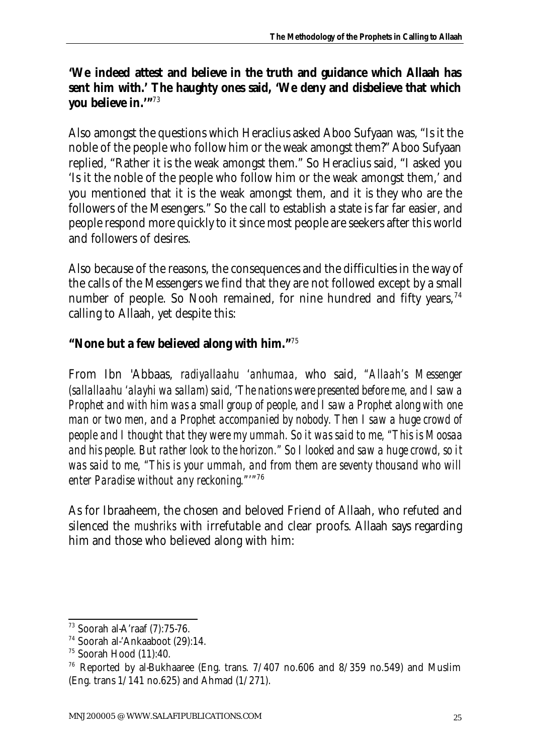**'We indeed attest and believe in the truth and guidance which Allaah has sent him with.' The haughty ones said, 'We deny and disbelieve that which you believe in.'"**[73]

Also amongst the questions which Heraclius asked Aboo Sufyaan was, "Is it the noble of the people who follow him or the weak amongst them?" Aboo Sufyaan replied, "Rather it is the weak amongst them." So Heraclius said, "I asked you 'Is it the noble of the people who follow him or the weak amongst them,' and you mentioned that it is the weak amongst them, and it is they who are the followers of the Mesengers." So the call to establish a state is far far easier, and people respond more quickly to it since most people are seekers after this world and followers of desires.

Also because of the reasons, the consequences and the difficulties in the way of the calls of the Messengers we find that they are not followed except by a small number of people. So Nooh remained, for nine hundred and fifty years,[74] calling to Allaah, yet despite this:

**"None but a few believed along with him."**[75]

From Ibn 'Abbaas, *radiyallaahu 'anhumaa*, who said, *"Allaah's Messenger (sallallaahu 'alayhi wa sallam) said, 'The nations were presented before me, and I saw a Prophet and with him was a small group of people, and I saw a Prophet along with one man or two men, and a Prophet accompanied by nobody. Then I saw a huge crowd of people and I thought that they were my ummah. So it was said to me, "This is Moosaa and his people. But rather look to the horizon." So I looked and saw a huge crowd, so it was said to me, "This is your ummah, and from them are seventy thousand who will enter Paradise without any reckoning."'"*[76]

As for Ibraaheem, the chosen and beloved Friend of Allaah, who refuted and silenced the *mushriks* with irrefutable and clear proofs. Allaah says regarding him and those who believed along with him:

---

[73] Soorah al-A'raaf (7):75-76.

[74] Soorah al-'Ankaaboot (29):14.

[75] Soorah Hood (11):40.

[76] Reported by al-Bukhaaree (Eng. trans. 7/407 no.606 and 8/359 no.549) and Muslim (Eng. trans 1/141 no.625) and Ahmad (1/271).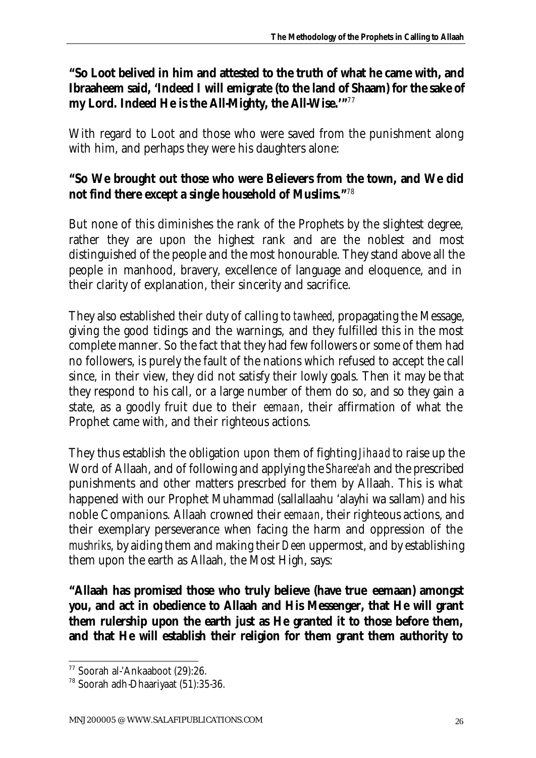**"So Loot belived in him and attested to the truth of what he came with, and Ibraaheem said, 'Indeed I will emigrate (to the land of Shaam) for the sake of my Lord. Indeed He is the All-Mighty, the All-Wise.'"**[77]

With regard to Loot and those who were saved from the punishment along with him, and perhaps they were his daughters alone:

**"So We brought out those who were Believers from the town, and We did not find there except a single household of Muslims."**[78]

But none of this diminishes the rank of the Prophets by the slightest degree, rather they are upon the highest rank and are the noblest and most distinguished of the people and the most honourable. They stand above all the people in manhood, bravery, excellence of language and eloquence, and in their clarity of explanation, their sincerity and sacrifice.

They also established their duty of calling to *tawheed*, propagating the Message, giving the good tidings and the warnings, and they fulfilled this in the most complete manner. So the fact that they had few followers or some of them had no followers, is purely the fault of the nations which refused to accept the call since, in their view, they did not satisfy their lowly goals. Then it may be that they respond to his call, or a large number of them do so, and so they gain a state, as a goodly fruit due to their *eemaan*, their affirmation of what the Prophet came with, and their righteous actions.

They thus establish the obligation upon them of fighting *Jihaad* to raise up the Word of Allaah, and of following and applying the *Sharee'ah* and the prescribed punishments and other matters prescrbed for them by Allaah. This is what happened with our Prophet Muhammad (sallallaahu 'alayhi wa sallam) and his noble Companions. Allaah crowned their *eemaan*, their righteous actions, and their exemplary perseverance when facing the harm and oppression of the *mushriks*, by aiding them and making their *Deen* uppermost, and by establishing them upon the earth as Allaah, the Most High, says:

**"Allaah has promised those who truly believe (have true eemaan) amongst you, and act in obedience to Allaah and His Messenger, that He will grant them rulership upon the earth just as He granted it to those before them, and that He will establish their religion for them grant them authority to**

---

[77] Soorah al-'Ankaaboot (29):26.

[78] Soorah adh-Dhaariyaat (51):35-36.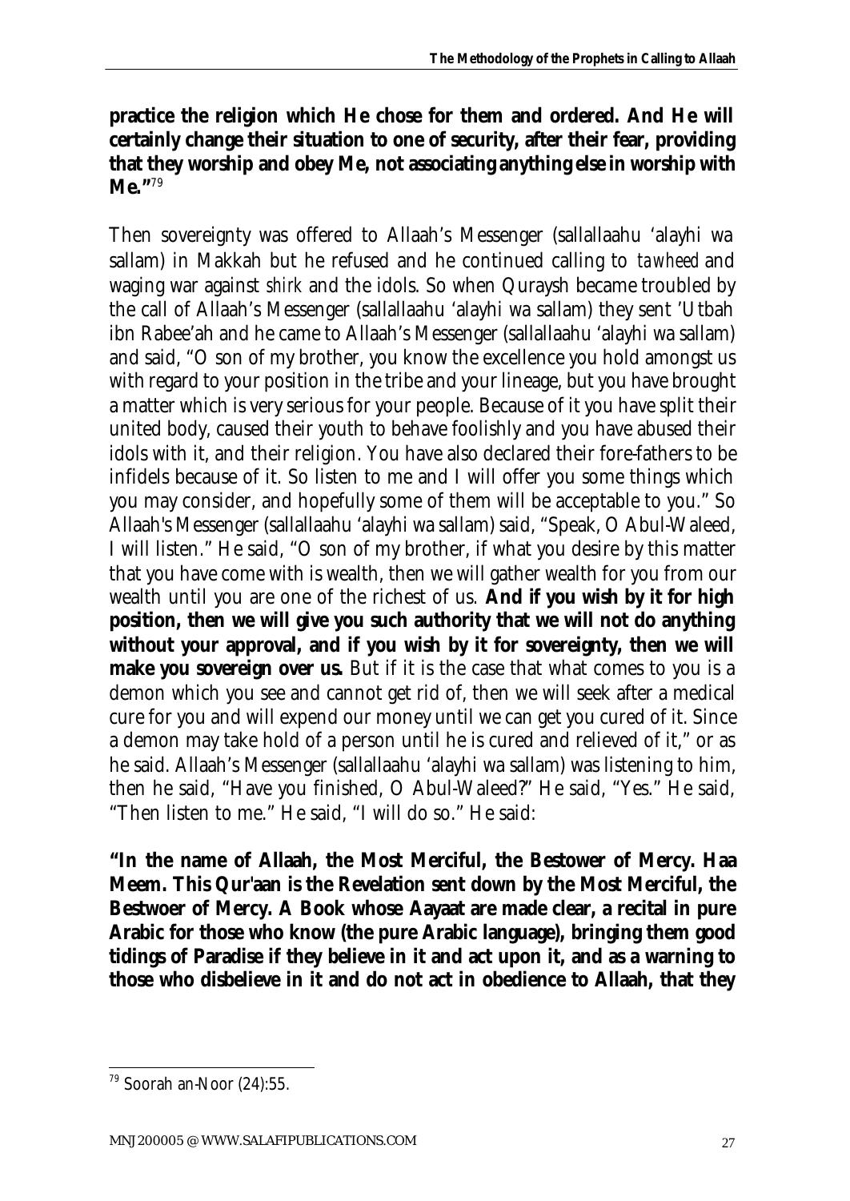**practice the religion which He chose for them and ordered. And He will certainly change their situation to one of security, after their fear, providing that they worship and obey Me, not associating anything else in worship with Me."**[79]

Then sovereignty was offered to Allaah's Messenger (sallallaahu 'alayhi wa sallam) in Makkah but he refused and he continued calling to *tawheed* and waging war against *shirk* and the idols. So when Quraysh became troubled by the call of Allaah's Messenger (sallallaahu 'alayhi wa sallam) they sent 'Utbah ibn Rabee'ah and he came to Allaah's Messenger (sallallaahu 'alayhi wa sallam) and said, "O son of my brother, you know the excellence you hold amongst us with regard to your position in the tribe and your lineage, but you have brought a matter which is very serious for your people. Because of it you have split their united body, caused their youth to behave foolishly and you have abused their idols with it, and their religion. You have also declared their fore-fathers to be infidels because of it. So listen to me and I will offer you some things which you may consider, and hopefully some of them will be acceptable to you." So Allaah's Messenger (sallallaahu 'alayhi wa sallam) said, "Speak, O Abul-Waleed, I will listen." He said, "O son of my brother, if what you desire by this matter that you have come with is wealth, then we will gather wealth for you from our wealth until you are one of the richest of us. **And if you wish by it for high position, then we will give you such authority that we will not do anything without your approval, and if you wish by it for sovereignty, then we will make you sovereign over us.** But if it is the case that what comes to you is a demon which you see and cannot get rid of, then we will seek after a medical cure for you and will expend our money until we can get you cured of it. Since a demon may take hold of a person until he is cured and relieved of it," or as he said. Allaah's Messenger (sallallaahu 'alayhi wa sallam) was listening to him, then he said, "Have you finished, O Abul-Waleed?" He said, "Yes." He said, "Then listen to me." He said, "I will do so." He said:

**"In the name of Allaah, the Most Merciful, the Bestower of Mercy. Haa Meem. This Qur'aan is the Revelation sent down by the Most Merciful, the Bestwoer of Mercy. A Book whose Aayaat are made clear, a recital in pure Arabic for those who know (the pure Arabic language), bringing them good tidings of Paradise if they believe in it and act upon it, and as a warning to those who disbelieve in it and do not act in obedience to Allaah, that they**

---

[79] Soorah an-Noor (24):55.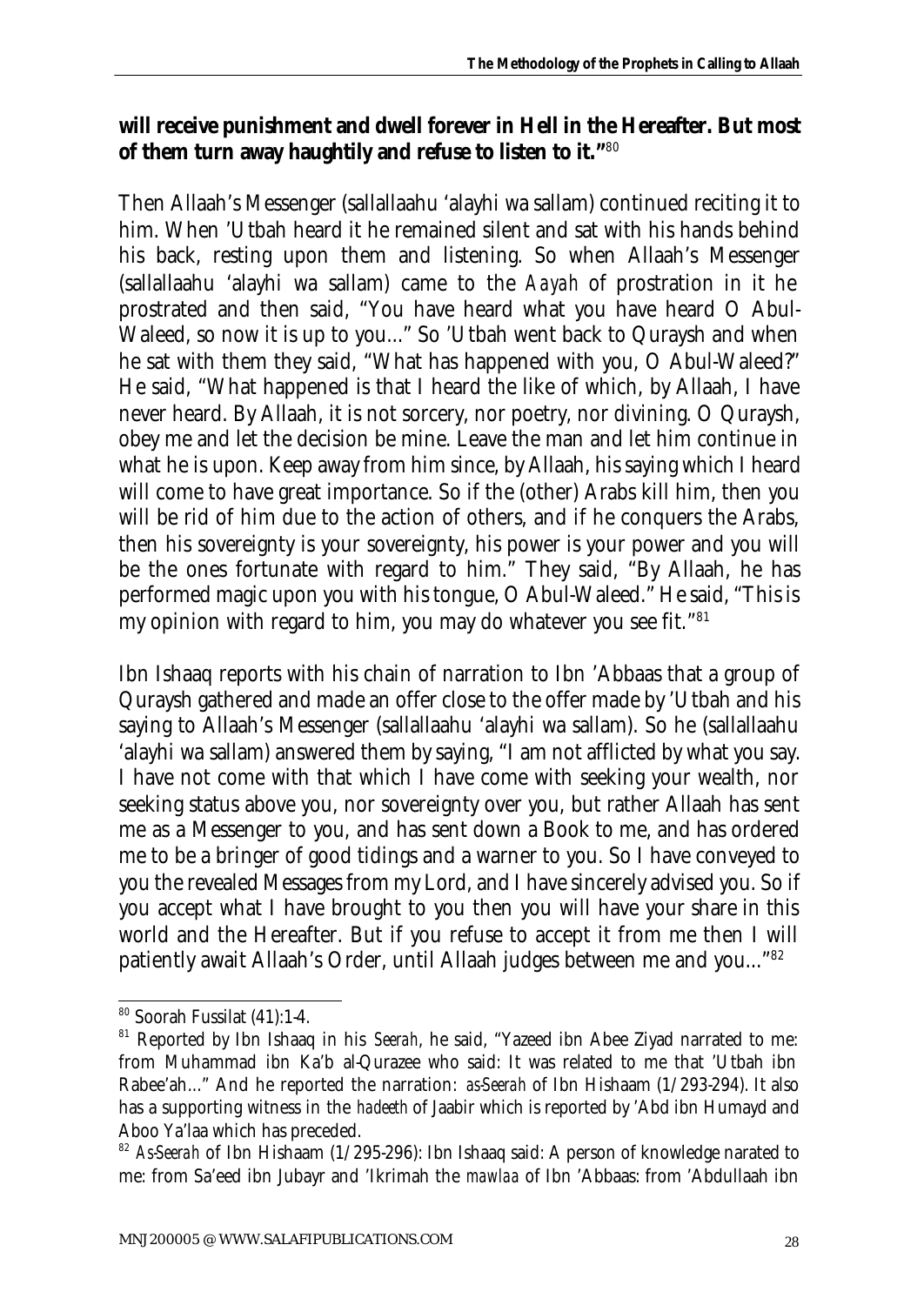**will receive punishment and dwell forever in Hell in the Hereafter. But most of them turn away haughtily and refuse to listen to it."**[80]

Then Allaah's Messenger (sallallaahu 'alayhi wa sallam) continued reciting it to him. When 'Utbah heard it he remained silent and sat with his hands behind his back, resting upon them and listening. So when Allaah's Messenger (sallallaahu 'alayhi wa sallam) came to the *Aayah* of prostration in it he prostrated and then said, "You have heard what you have heard O Abul-Waleed, so now it is up to you..." So 'Utbah went back to Quraysh and when he sat with them they said, "What has happened with you, O Abul-Waleed?" He said, "What happened is that I heard the like of which, by Allaah, I have never heard. By Allaah, it is not sorcery, nor poetry, nor divining. O Quraysh, obey me and let the decision be mine. Leave the man and let him continue in what he is upon. Keep away from him since, by Allaah, his saying which I heard will come to have great importance. So if the (other) Arabs kill him, then you will be rid of him due to the action of others, and if he conquers the Arabs, then his sovereignty is your sovereignty, his power is your power and you will be the ones fortunate with regard to him." They said, "By Allaah, he has performed magic upon you with his tongue, O Abul-Waleed." He said, "This is my opinion with regard to him, you may do whatever you see fit."[81]

Ibn Ishaaq reports with his chain of narration to Ibn 'Abbaas that a group of Quraysh gathered and made an offer close to the offer made by 'Utbah and his saying to Allaah's Messenger (sallallaahu 'alayhi wa sallam). So he (sallallaahu 'alayhi wa sallam) answered them by saying, "I am not afflicted by what you say. I have not come with that which I have come with seeking your wealth, nor seeking status above you, nor sovereignty over you, but rather Allaah has sent me as a Messenger to you, and has sent down a Book to me, and has ordered me to be a bringer of good tidings and a warner to you. So I have conveyed to you the revealed Messages from my Lord, and I have sincerely advised you. So if you accept what I have brought to you then you will have your share in this world and the Hereafter. But if you refuse to accept it from me then I will patiently await Allaah's Order, until Allaah judges between me and you..."[82]

---

[80] Soorah Fussilat (41):1-4.

[81] Reported by Ibn Ishaaq in his *Seerah*, he said, "Yazeed ibn Abee Ziyad narrated to me: from Muhammad ibn Ka'b al-Qurazee who said: It was related to me that 'Utbah ibn Rabee'ah..." And he reported the narration: *as-Seerah* of Ibn Hishaam (1/293-294). It also has a supporting witness in the *hadeeth* of Jaabir which is reported by 'Abd ibn Humayd and Aboo Ya'laa which has preceded.

[82] *As-Seerah* of Ibn Hishaam (1/295-296): Ibn Ishaaq said: A person of knowledge narated to me: from Sa'eed ibn Jubayr and 'Ikrimah the *mawlaa* of Ibn 'Abbaas: from 'Abdullaah ibn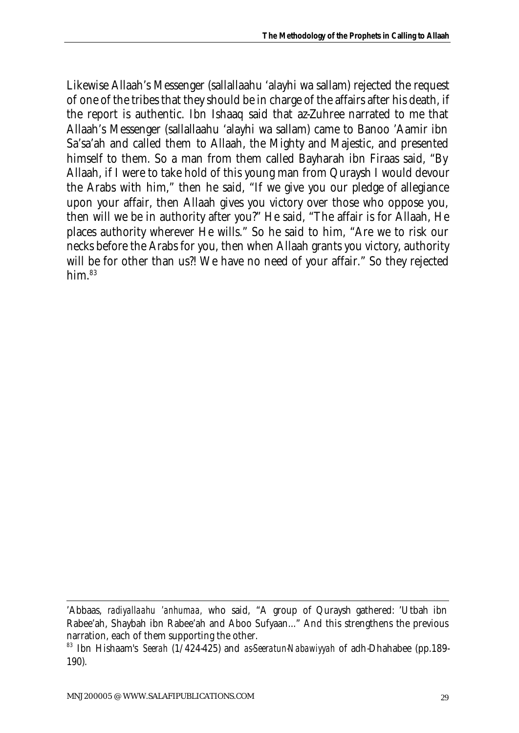Likewise Allaah's Messenger (sallallaahu 'alayhi wa sallam) rejected the request of one of the tribes that they should be in charge of the affairs after his death, if the report is authentic. Ibn Ishaaq said that az-Zuhree narrated to me that Allaah's Messenger (sallallaahu 'alayhi wa sallam) came to Banoo 'Aamir ibn Sa'sa'ah and called them to Allaah, the Mighty and Majestic, and presented himself to them. So a man from them called Bayharah ibn Firaas said, "By Allaah, if I were to take hold of this young man from Quraysh I would devour the Arabs with him," then he said, "If we give you our pledge of allegiance upon your affair, then Allaah gives you victory over those who oppose you, then will we be in authority after you?" He said, "The affair is for Allaah, He places authority wherever He wills." So he said to him, "Are we to risk our necks before the Arabs for you, then when Allaah grants you victory, authority will be for other than us?! We have no need of your affair." So they rejected him.[83]

---

'Abbaas, *radiyallaahu 'anhumaa*, who said, "A group of Quraysh gathered: 'Utbah ibn Rabee'ah, Shaybah ibn Rabee'ah and Aboo Sufyaan..." And this strengthens the previous narration, each of them supporting the other.

[83] Ibn Hishaam's *Seerah* (1/424-425) and *as-Seeratun-Nabawiyyah* of adh-Dhahabee (pp.189-190).